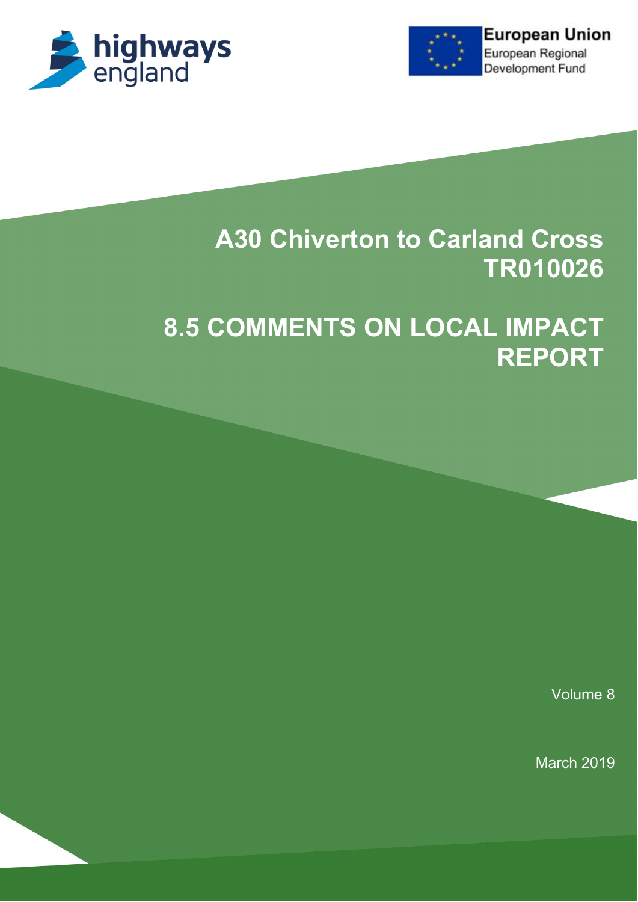highways england

European Union
European Regional Development Fund

# A30 Chiverton to Carland Cross TR010026

# 8.5 COMMENTS ON LOCAL IMPACT REPORT

Volume 8

March 2019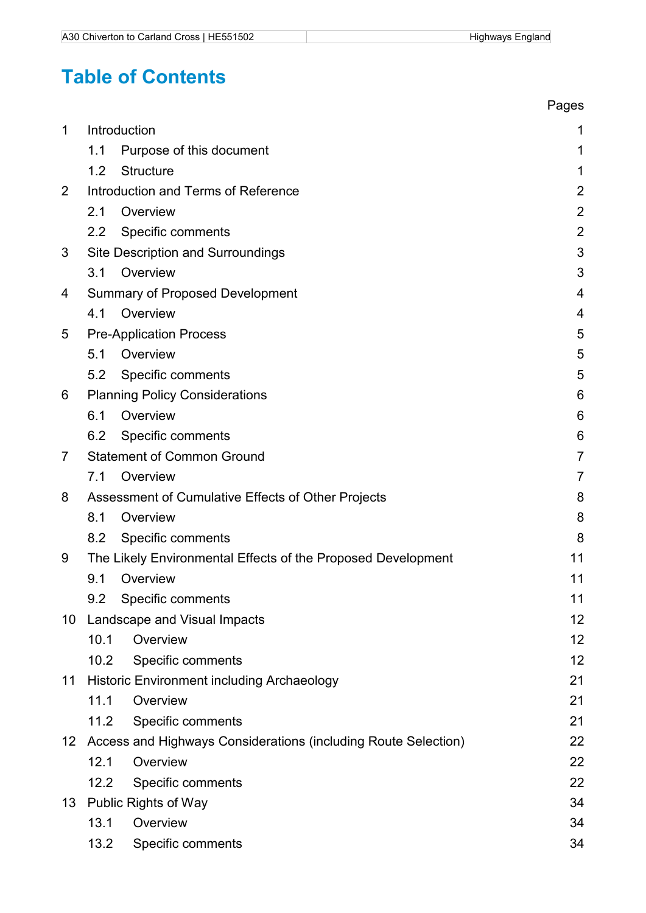# Table of Contents

| | | Pages |
|---|---|---|
| 1 | Introduction | 1 |
| | 1.1 Purpose of this document | 1 |
| | 1.2 Structure | 1 |
| 2 | Introduction and Terms of Reference | 2 |
| | 2.1 Overview | 2 |
| | 2.2 Specific comments | 2 |
| 3 | Site Description and Surroundings | 3 |
| | 3.1 Overview | 3 |
| 4 | Summary of Proposed Development | 4 |
| | 4.1 Overview | 4 |
| 5 | Pre-Application Process | 5 |
| | 5.1 Overview | 5 |
| | 5.2 Specific comments | 5 |
| 6 | Planning Policy Considerations | 6 |
| | 6.1 Overview | 6 |
| | 6.2 Specific comments | 6 |
| 7 | Statement of Common Ground | 7 |
| | 7.1 Overview | 7 |
| 8 | Assessment of Cumulative Effects of Other Projects | 8 |
| | 8.1 Overview | 8 |
| | 8.2 Specific comments | 8 |
| 9 | The Likely Environmental Effects of the Proposed Development | 11 |
| | 9.1 Overview | 11 |
| | 9.2 Specific comments | 11 |
| 10 | Landscape and Visual Impacts | 12 |
| | 10.1 Overview | 12 |
| | 10.2 Specific comments | 12 |
| 11 | Historic Environment including Archaeology | 21 |
| | 11.1 Overview | 21 |
| | 11.2 Specific comments | 21 |
| 12 | Access and Highways Considerations (including Route Selection) | 22 |
| | 12.1 Overview | 22 |
| | 12.2 Specific comments | 22 |
| 13 | Public Rights of Way | 34 |
| | 13.1 Overview | 34 |
| | 13.2 Specific comments | 34 |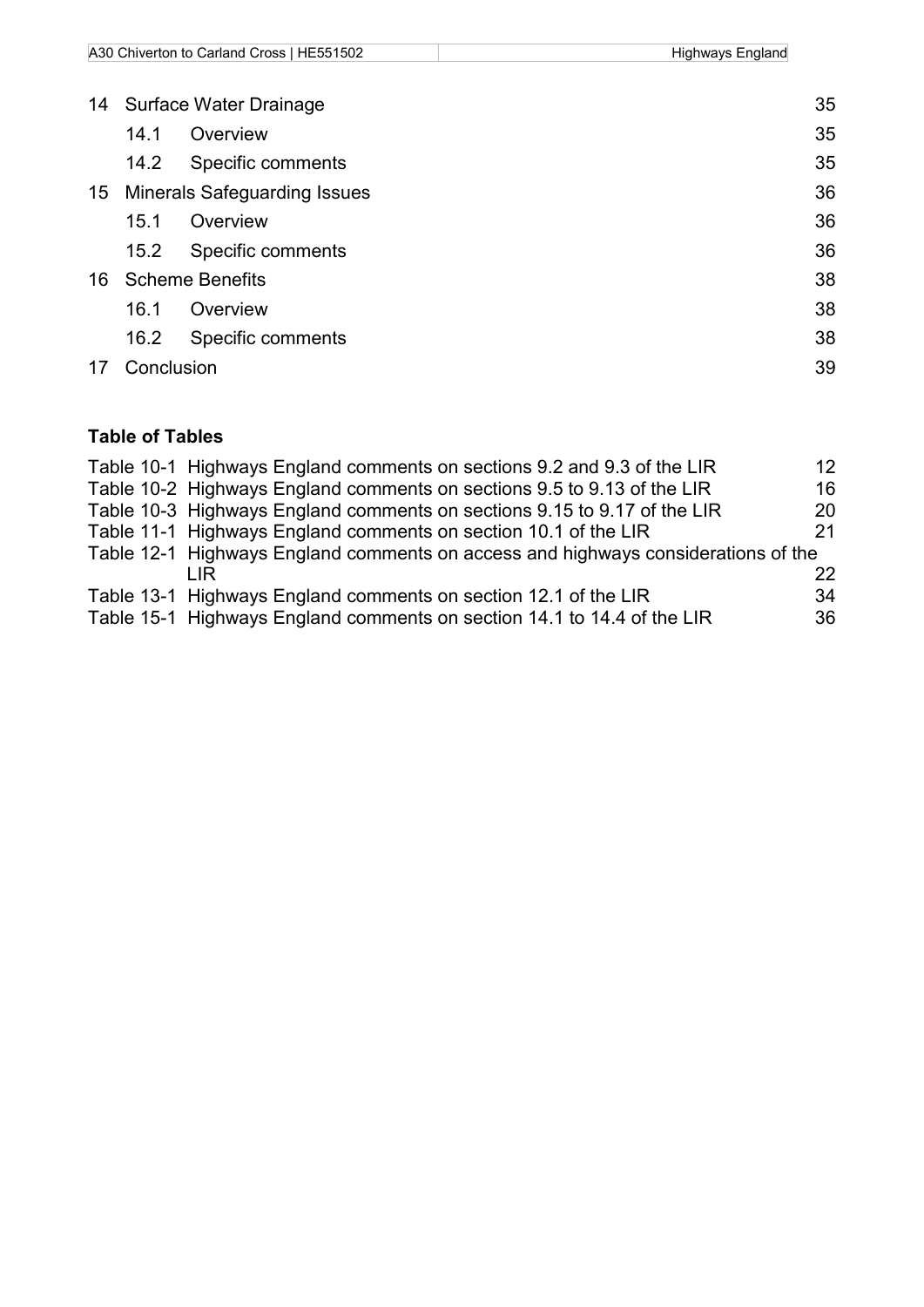| | | |
|---|---|---|
| 14 | Surface Water Drainage | 35 |
| 14.1 | Overview | 35 |
| 14.2 | Specific comments | 35 |
| 15 | Minerals Safeguarding Issues | 36 |
| 15.1 | Overview | 36 |
| 15.2 | Specific comments | 36 |
| 16 | Scheme Benefits | 38 |
| 16.1 | Overview | 38 |
| 16.2 | Specific comments | 38 |
| 17 | Conclusion | 39 |

**Table of Tables**

| | |
|---|---|
| Table 10-1 Highways England comments on sections 9.2 and 9.3 of the LIR | 12 |
| Table 10-2 Highways England comments on sections 9.5 to 9.13 of the LIR | 16 |
| Table 10-3 Highways England comments on sections 9.15 to 9.17 of the LIR | 20 |
| Table 11-1 Highways England comments on section 10.1 of the LIR | 21 |
| Table 12-1 Highways England comments on access and highways considerations of the LIR | 22 |
| Table 13-1 Highways England comments on section 12.1 of the LIR | 34 |
| Table 15-1 Highways England comments on section 14.1 to 14.4 of the LIR | 36 |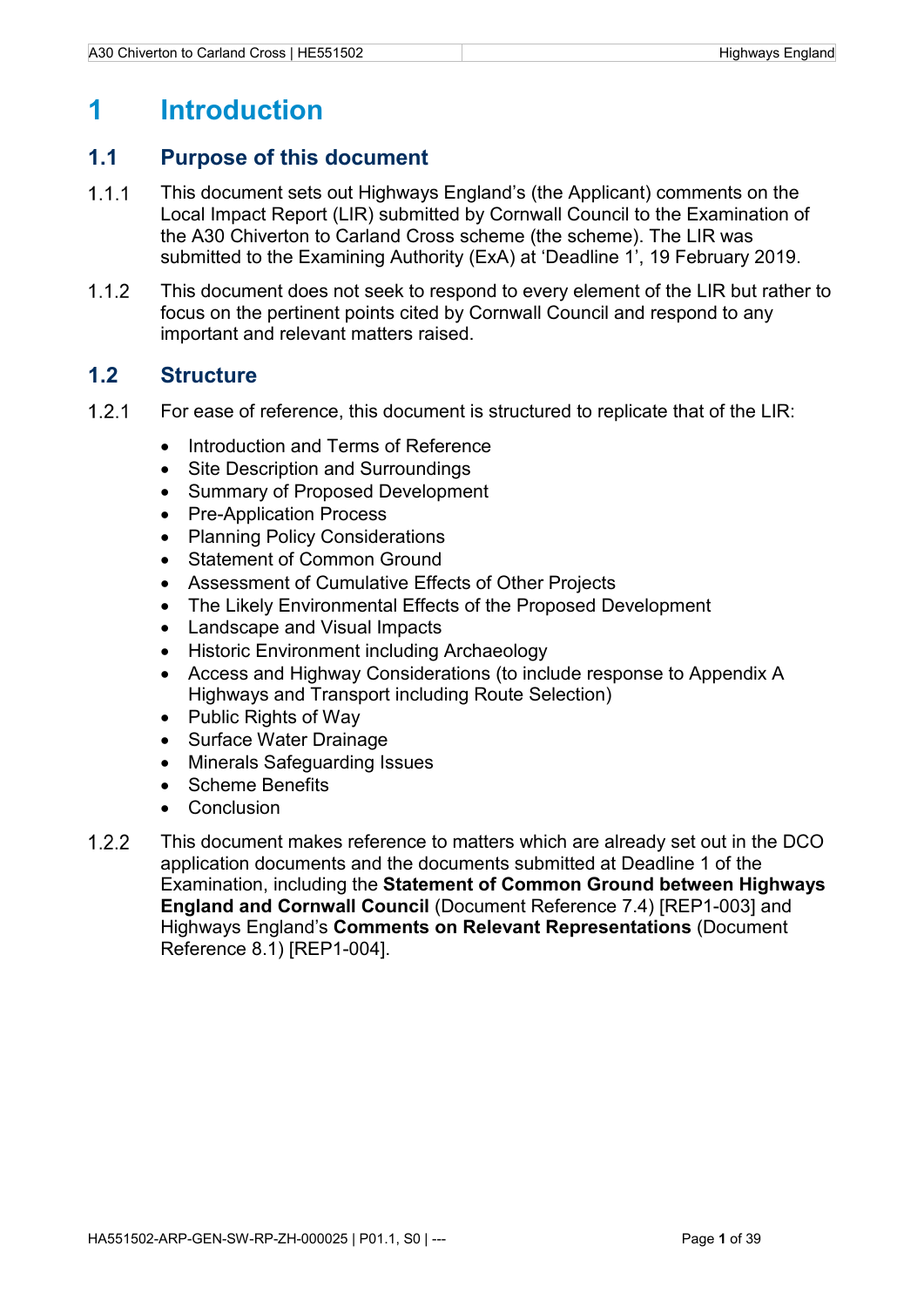# 1 Introduction

## 1.1 Purpose of this document

1.1.1 This document sets out Highways England's (the Applicant) comments on the Local Impact Report (LIR) submitted by Cornwall Council to the Examination of the A30 Chiverton to Carland Cross scheme (the scheme). The LIR was submitted to the Examining Authority (ExA) at 'Deadline 1', 19 February 2019.

1.1.2 This document does not seek to respond to every element of the LIR but rather to focus on the pertinent points cited by Cornwall Council and respond to any important and relevant matters raised.

## 1.2 Structure

1.2.1 For ease of reference, this document is structured to replicate that of the LIR:

- Introduction and Terms of Reference
- Site Description and Surroundings
- Summary of Proposed Development
- Pre-Application Process
- Planning Policy Considerations
- Statement of Common Ground
- Assessment of Cumulative Effects of Other Projects
- The Likely Environmental Effects of the Proposed Development
- Landscape and Visual Impacts
- Historic Environment including Archaeology
- Access and Highway Considerations (to include response to Appendix A Highways and Transport including Route Selection)
- Public Rights of Way
- Surface Water Drainage
- Minerals Safeguarding Issues
- Scheme Benefits
- Conclusion

1.2.2 This document makes reference to matters which are already set out in the DCO application documents and the documents submitted at Deadline 1 of the Examination, including the **Statement of Common Ground between Highways England and Cornwall Council** (Document Reference 7.4) [REP1-003] and Highways England's **Comments on Relevant Representations** (Document Reference 8.1) [REP1-004].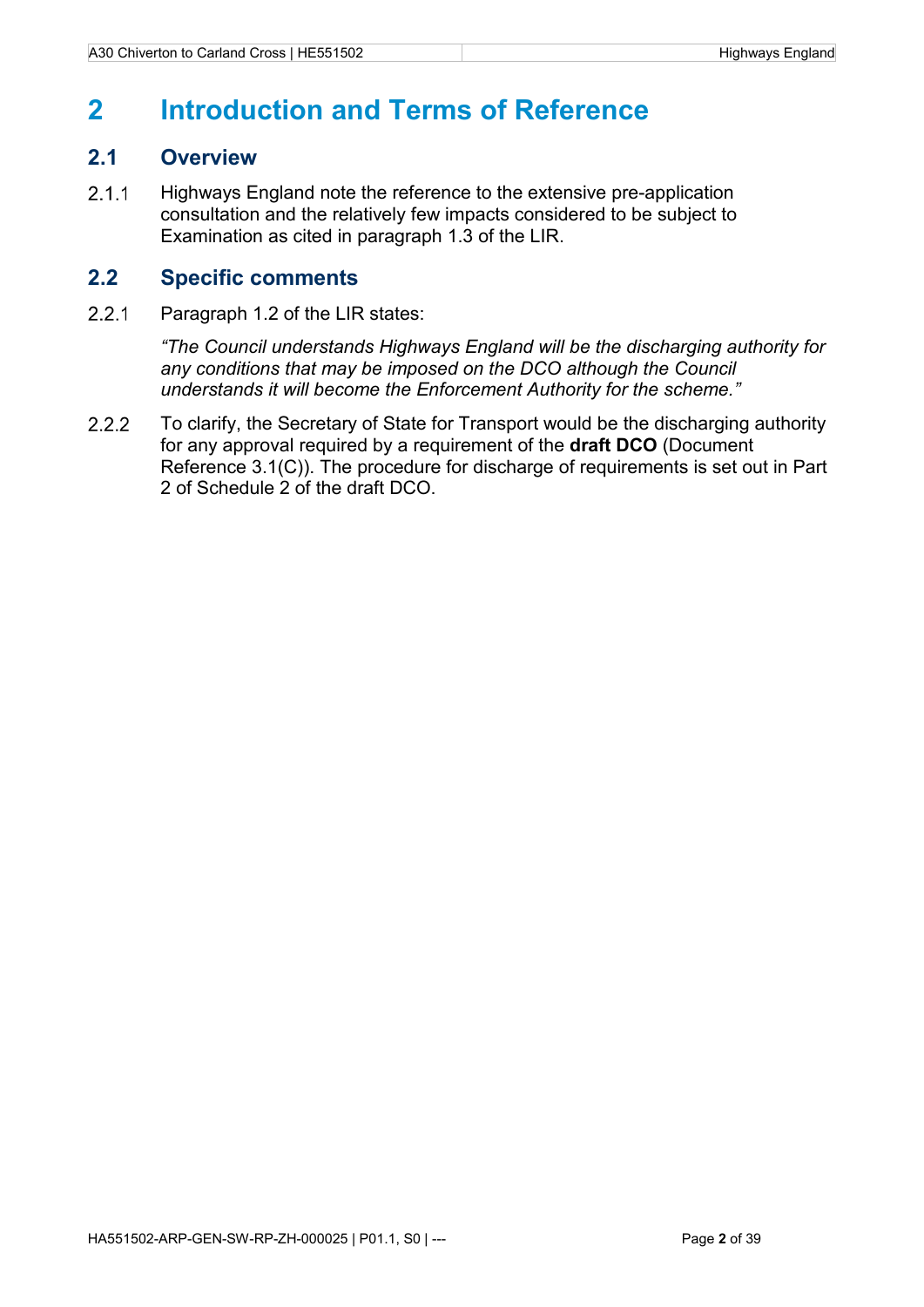# 2 Introduction and Terms of Reference

## 2.1 Overview

2.1.1 Highways England note the reference to the extensive pre-application consultation and the relatively few impacts considered to be subject to Examination as cited in paragraph 1.3 of the LIR.

## 2.2 Specific comments

2.2.1 Paragraph 1.2 of the LIR states:

*"The Council understands Highways England will be the discharging authority for any conditions that may be imposed on the DCO although the Council understands it will become the Enforcement Authority for the scheme."*

2.2.2 To clarify, the Secretary of State for Transport would be the discharging authority for any approval required by a requirement of the **draft DCO** (Document Reference 3.1(C)). The procedure for discharge of requirements is set out in Part 2 of Schedule 2 of the draft DCO.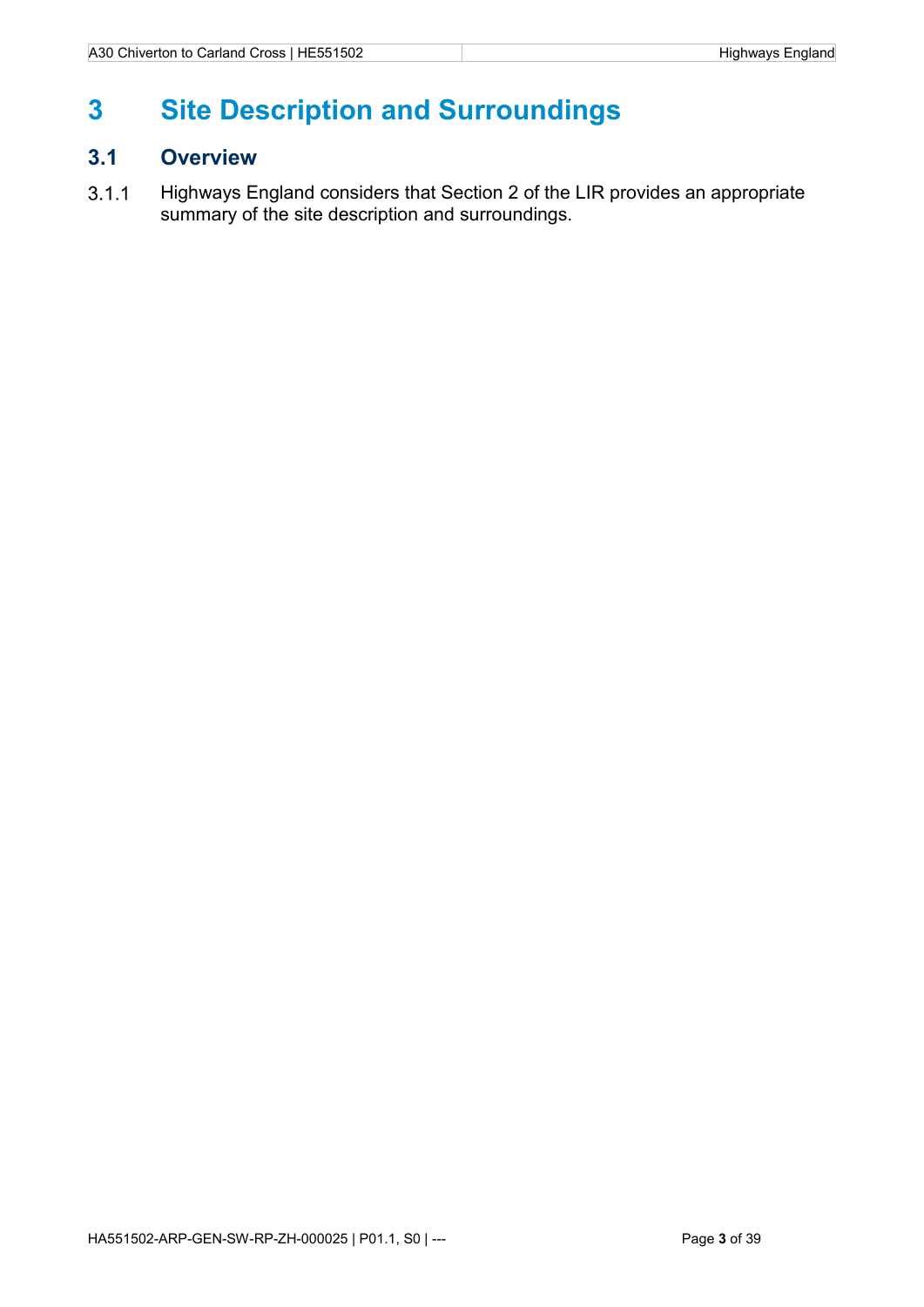# 3 Site Description and Surroundings

## 3.1 Overview

3.1.1 Highways England considers that Section 2 of the LIR provides an appropriate summary of the site description and surroundings.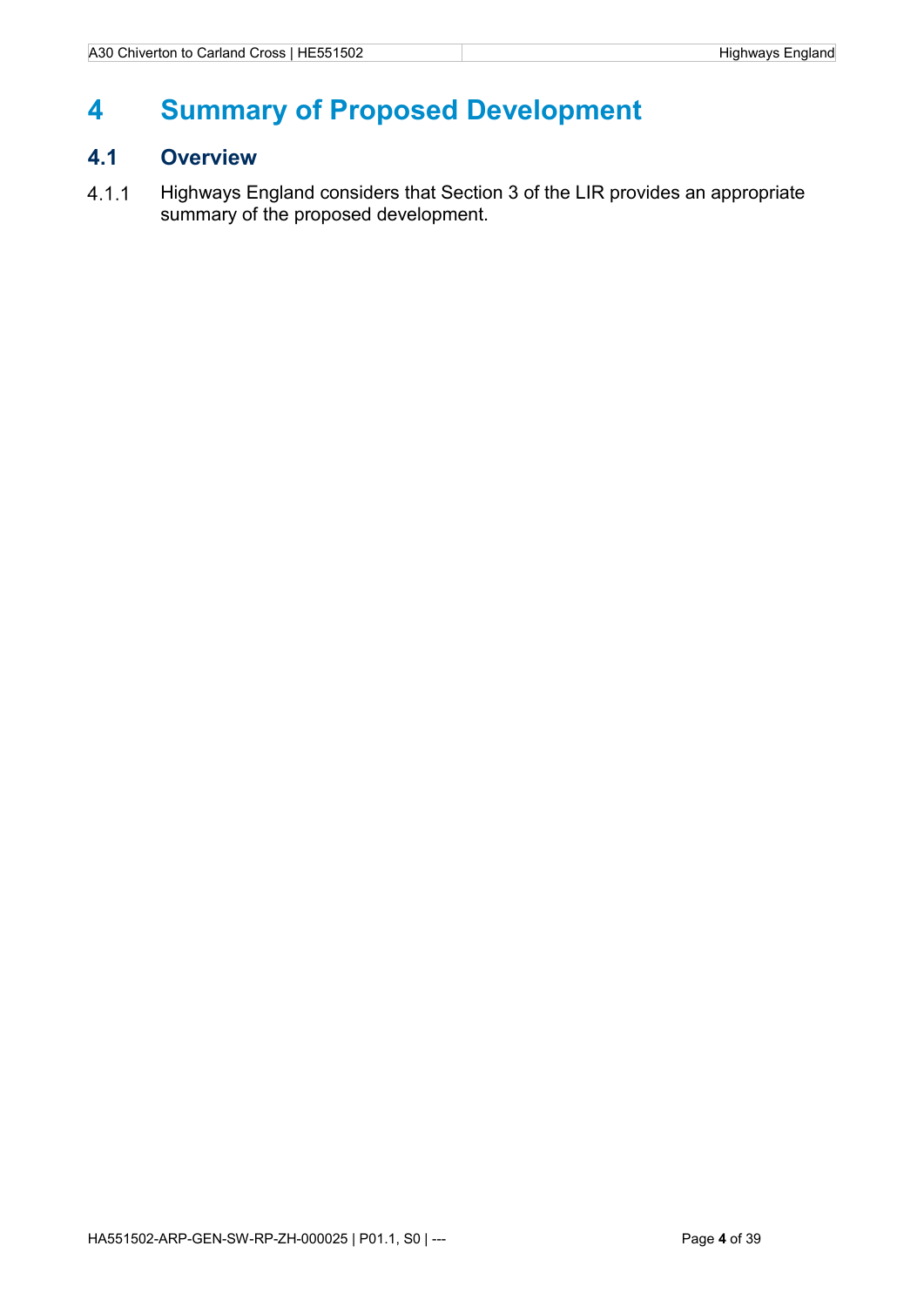# 4 Summary of Proposed Development

## 4.1 Overview

4.1.1 Highways England considers that Section 3 of the LIR provides an appropriate summary of the proposed development.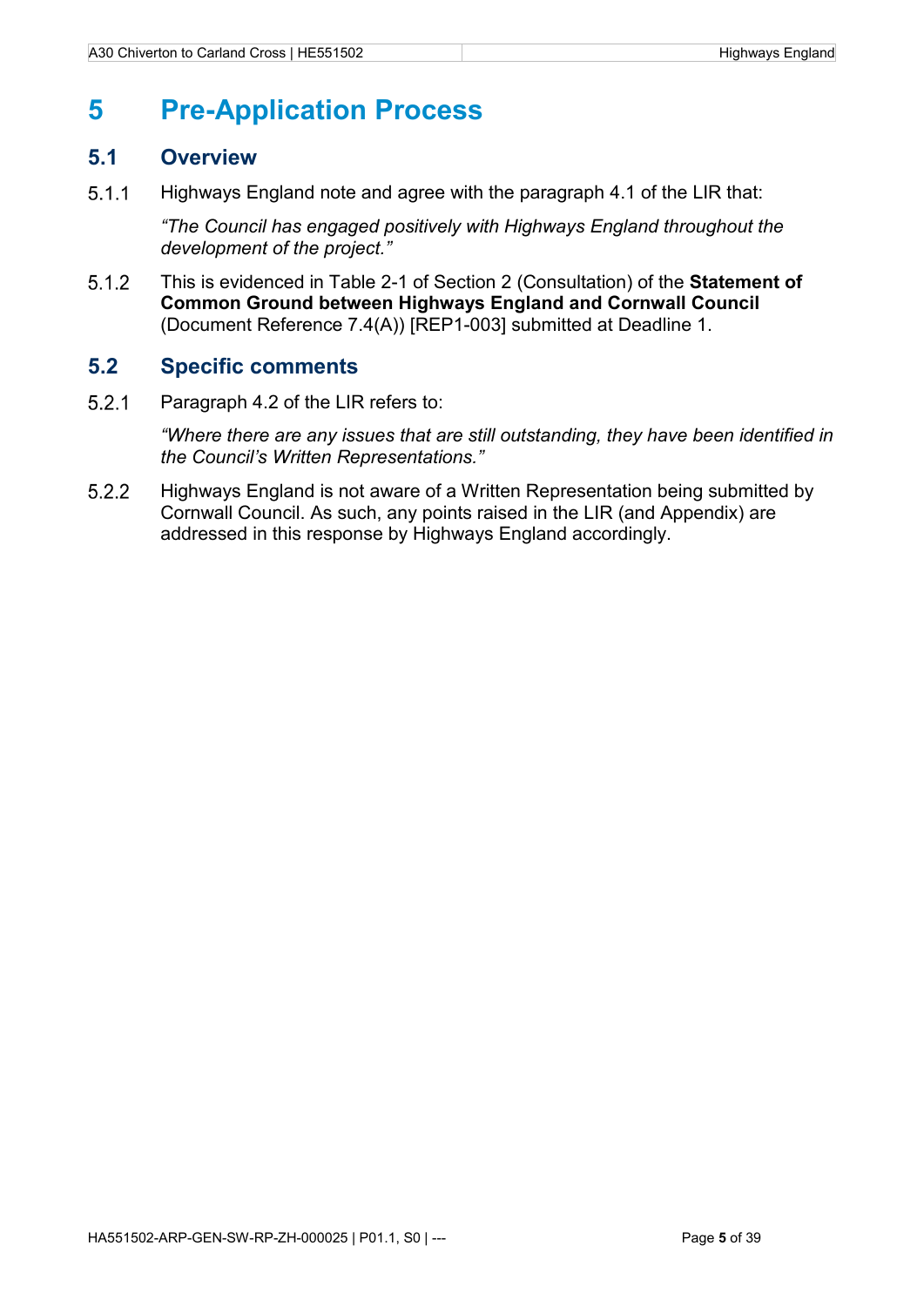# 5 Pre-Application Process

## 5.1 Overview

5.1.1 Highways England note and agree with the paragraph 4.1 of the LIR that:

*"The Council has engaged positively with Highways England throughout the development of the project."*

5.1.2 This is evidenced in Table 2-1 of Section 2 (Consultation) of the **Statement of Common Ground between Highways England and Cornwall Council** (Document Reference 7.4(A)) [REP1-003] submitted at Deadline 1.

## 5.2 Specific comments

5.2.1 Paragraph 4.2 of the LIR refers to:

*"Where there are any issues that are still outstanding, they have been identified in the Council's Written Representations."*

5.2.2 Highways England is not aware of a Written Representation being submitted by Cornwall Council. As such, any points raised in the LIR (and Appendix) are addressed in this response by Highways England accordingly.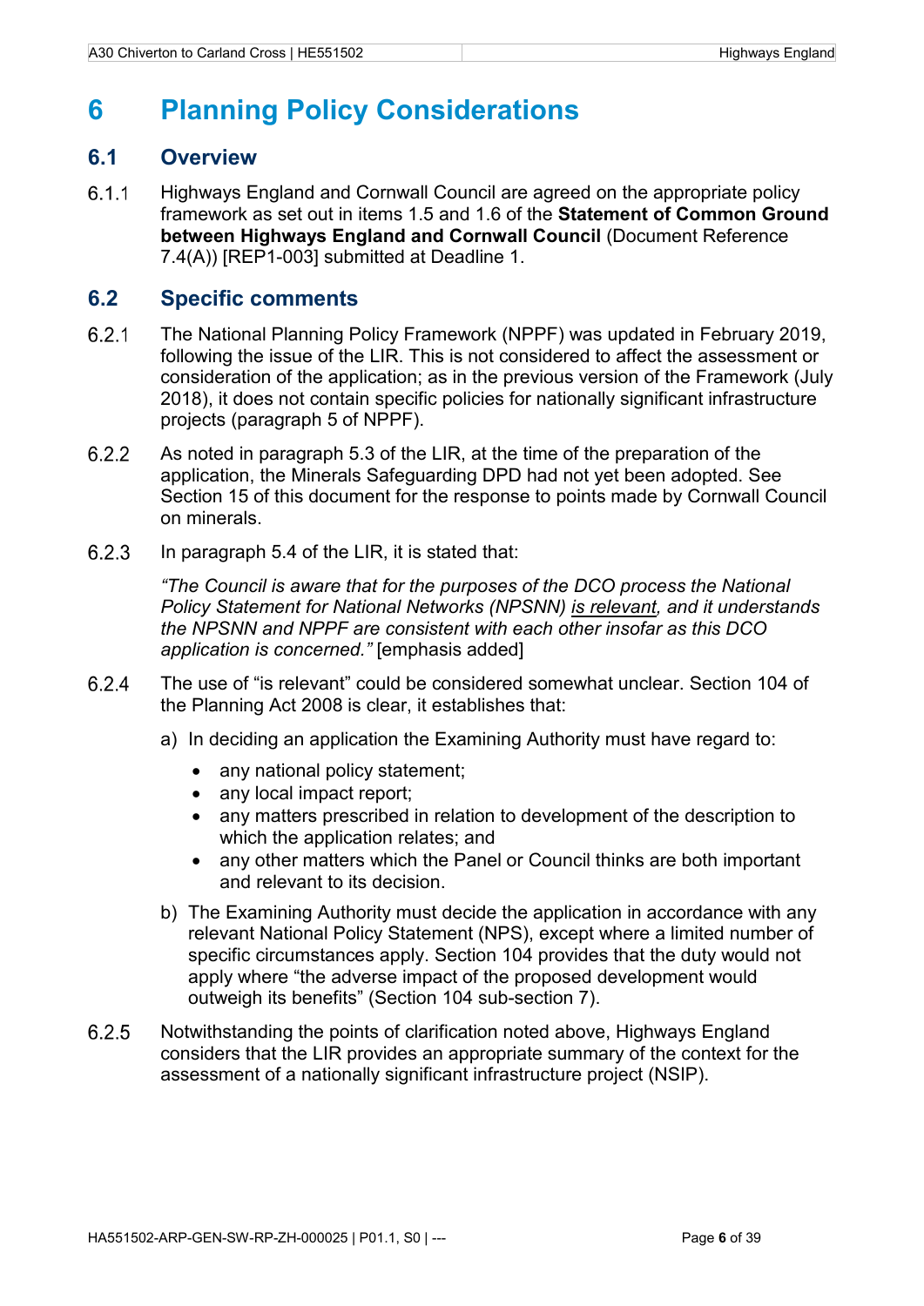# 6 Planning Policy Considerations

## 6.1 Overview

6.1.1 Highways England and Cornwall Council are agreed on the appropriate policy framework as set out in items 1.5 and 1.6 of the **Statement of Common Ground between Highways England and Cornwall Council** (Document Reference 7.4(A)) [REP1-003] submitted at Deadline 1.

## 6.2 Specific comments

6.2.1 The National Planning Policy Framework (NPPF) was updated in February 2019, following the issue of the LIR. This is not considered to affect the assessment or consideration of the application; as in the previous version of the Framework (July 2018), it does not contain specific policies for nationally significant infrastructure projects (paragraph 5 of NPPF).

6.2.2 As noted in paragraph 5.3 of the LIR, at the time of the preparation of the application, the Minerals Safeguarding DPD had not yet been adopted. See Section 15 of this document for the response to points made by Cornwall Council on minerals.

6.2.3 In paragraph 5.4 of the LIR, it is stated that:

> *"The Council is aware that for the purposes of the DCO process the National Policy Statement for National Networks (NPSNN) <u>is relevant</u>, and it understands the NPSNN and NPPF are consistent with each other insofar as this DCO application is concerned."* [emphasis added]

6.2.4 The use of "is relevant" could be considered somewhat unclear. Section 104 of the Planning Act 2008 is clear, it establishes that:

a) In deciding an application the Examining Authority must have regard to:
   - any national policy statement;
   - any local impact report;
   - any matters prescribed in relation to development of the description to which the application relates; and
   - any other matters which the Panel or Council thinks are both important and relevant to its decision.

b) The Examining Authority must decide the application in accordance with any relevant National Policy Statement (NPS), except where a limited number of specific circumstances apply. Section 104 provides that the duty would not apply where "the adverse impact of the proposed development would outweigh its benefits" (Section 104 sub-section 7).

6.2.5 Notwithstanding the points of clarification noted above, Highways England considers that the LIR provides an appropriate summary of the context for the assessment of a nationally significant infrastructure project (NSIP).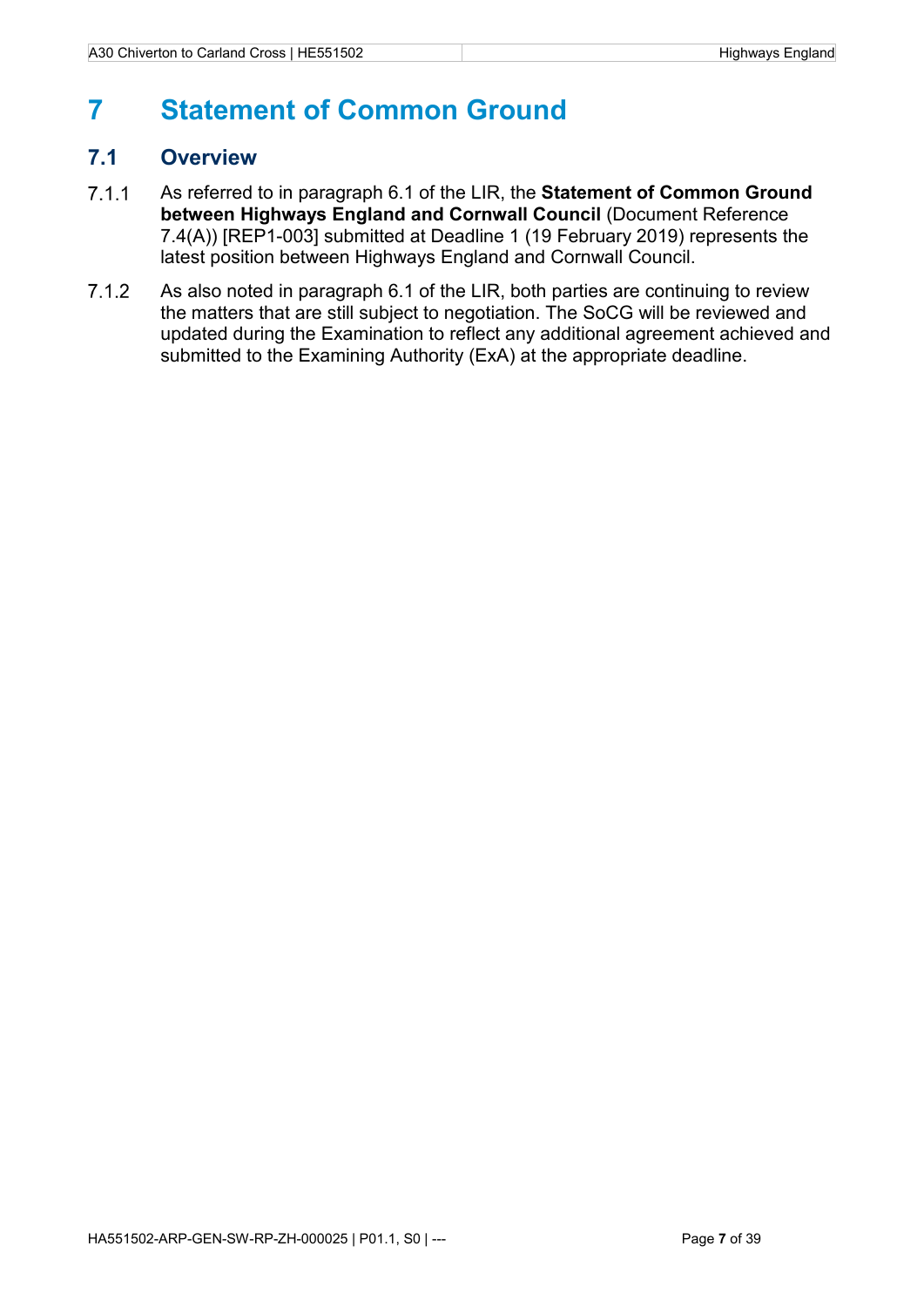# 7 Statement of Common Ground

## 7.1 Overview

7.1.1 As referred to in paragraph 6.1 of the LIR, the **Statement of Common Ground between Highways England and Cornwall Council** (Document Reference 7.4(A)) [REP1-003] submitted at Deadline 1 (19 February 2019) represents the latest position between Highways England and Cornwall Council.

7.1.2 As also noted in paragraph 6.1 of the LIR, both parties are continuing to review the matters that are still subject to negotiation. The SoCG will be reviewed and updated during the Examination to reflect any additional agreement achieved and submitted to the Examining Authority (ExA) at the appropriate deadline.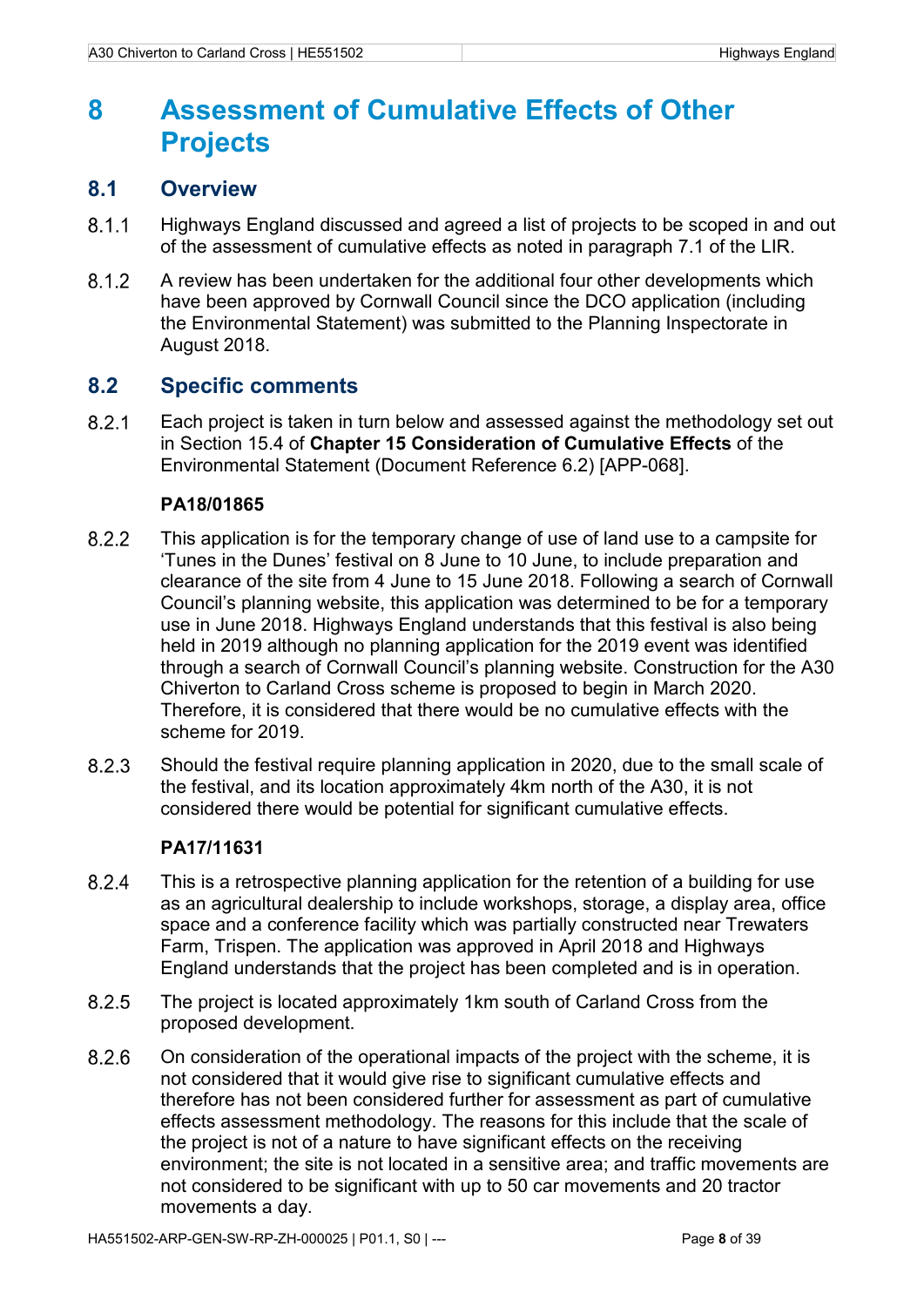# 8 Assessment of Cumulative Effects of Other Projects

## 8.1 Overview

8.1.1 Highways England discussed and agreed a list of projects to be scoped in and out of the assessment of cumulative effects as noted in paragraph 7.1 of the LIR.

8.1.2 A review has been undertaken for the additional four other developments which have been approved by Cornwall Council since the DCO application (including the Environmental Statement) was submitted to the Planning Inspectorate in August 2018.

## 8.2 Specific comments

8.2.1 Each project is taken in turn below and assessed against the methodology set out in Section 15.4 of **Chapter 15 Consideration of Cumulative Effects** of the Environmental Statement (Document Reference 6.2) [APP-068].

**PA18/01865**

8.2.2 This application is for the temporary change of use of land use to a campsite for 'Tunes in the Dunes' festival on 8 June to 10 June, to include preparation and clearance of the site from 4 June to 15 June 2018. Following a search of Cornwall Council's planning website, this application was determined to be for a temporary use in June 2018. Highways England understands that this festival is also being held in 2019 although no planning application for the 2019 event was identified through a search of Cornwall Council's planning website. Construction for the A30 Chiverton to Carland Cross scheme is proposed to begin in March 2020. Therefore, it is considered that there would be no cumulative effects with the scheme for 2019.

8.2.3 Should the festival require planning application in 2020, due to the small scale of the festival, and its location approximately 4km north of the A30, it is not considered there would be potential for significant cumulative effects.

**PA17/11631**

8.2.4 This is a retrospective planning application for the retention of a building for use as an agricultural dealership to include workshops, storage, a display area, office space and a conference facility which was partially constructed near Trewaters Farm, Trispen. The application was approved in April 2018 and Highways England understands that the project has been completed and is in operation.

8.2.5 The project is located approximately 1km south of Carland Cross from the proposed development.

8.2.6 On consideration of the operational impacts of the project with the scheme, it is not considered that it would give rise to significant cumulative effects and therefore has not been considered further for assessment as part of cumulative effects assessment methodology. The reasons for this include that the scale of the project is not of a nature to have significant effects on the receiving environment; the site is not located in a sensitive area; and traffic movements are not considered to be significant with up to 50 car movements and 20 tractor movements a day.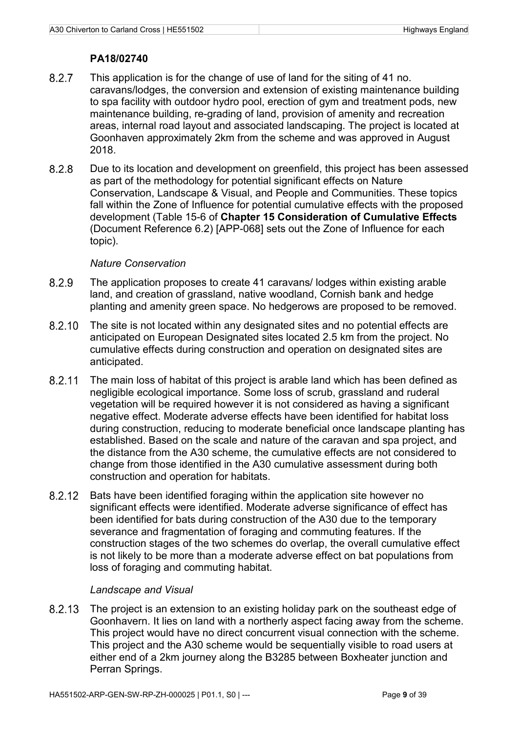**PA18/02740**

8.2.7 This application is for the change of use of land for the siting of 41 no. caravans/lodges, the conversion and extension of existing maintenance building to spa facility with outdoor hydro pool, erection of gym and treatment pods, new maintenance building, re-grading of land, provision of amenity and recreation areas, internal road layout and associated landscaping. The project is located at Goonhaven approximately 2km from the scheme and was approved in August 2018.

8.2.8 Due to its location and development on greenfield, this project has been assessed as part of the methodology for potential significant effects on Nature Conservation, Landscape & Visual, and People and Communities. These topics fall within the Zone of Influence for potential cumulative effects with the proposed development (Table 15-6 of **Chapter 15 Consideration of Cumulative Effects** (Document Reference 6.2) [APP-068] sets out the Zone of Influence for each topic).

*Nature Conservation*

8.2.9 The application proposes to create 41 caravans/ lodges within existing arable land, and creation of grassland, native woodland, Cornish bank and hedge planting and amenity green space. No hedgerows are proposed to be removed.

8.2.10 The site is not located within any designated sites and no potential effects are anticipated on European Designated sites located 2.5 km from the project. No cumulative effects during construction and operation on designated sites are anticipated.

8.2.11 The main loss of habitat of this project is arable land which has been defined as negligible ecological importance. Some loss of scrub, grassland and ruderal vegetation will be required however it is not considered as having a significant negative effect. Moderate adverse effects have been identified for habitat loss during construction, reducing to moderate beneficial once landscape planting has established. Based on the scale and nature of the caravan and spa project, and the distance from the A30 scheme, the cumulative effects are not considered to change from those identified in the A30 cumulative assessment during both construction and operation for habitats.

8.2.12 Bats have been identified foraging within the application site however no significant effects were identified. Moderate adverse significance of effect has been identified for bats during construction of the A30 due to the temporary severance and fragmentation of foraging and commuting features. If the construction stages of the two schemes do overlap, the overall cumulative effect is not likely to be more than a moderate adverse effect on bat populations from loss of foraging and commuting habitat.

*Landscape and Visual*

8.2.13 The project is an extension to an existing holiday park on the southeast edge of Goonhavern. It lies on land with a northerly aspect facing away from the scheme. This project would have no direct concurrent visual connection with the scheme. This project and the A30 scheme would be sequentially visible to road users at either end of a 2km journey along the B3285 between Boxheater junction and Perran Springs.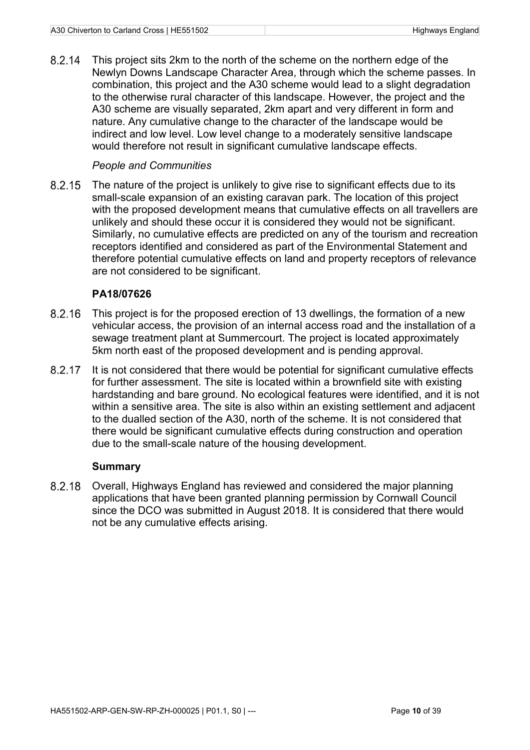8.2.14 This project sits 2km to the north of the scheme on the northern edge of the Newlyn Downs Landscape Character Area, through which the scheme passes. In combination, this project and the A30 scheme would lead to a slight degradation to the otherwise rural character of this landscape. However, the project and the A30 scheme are visually separated, 2km apart and very different in form and nature. Any cumulative change to the character of the landscape would be indirect and low level. Low level change to a moderately sensitive landscape would therefore not result in significant cumulative landscape effects.

*People and Communities*

8.2.15 The nature of the project is unlikely to give rise to significant effects due to its small-scale expansion of an existing caravan park. The location of this project with the proposed development means that cumulative effects on all travellers are unlikely and should these occur it is considered they would not be significant. Similarly, no cumulative effects are predicted on any of the tourism and recreation receptors identified and considered as part of the Environmental Statement and therefore potential cumulative effects on land and property receptors of relevance are not considered to be significant.

**PA18/07626**

8.2.16 This project is for the proposed erection of 13 dwellings, the formation of a new vehicular access, the provision of an internal access road and the installation of a sewage treatment plant at Summercourt. The project is located approximately 5km north east of the proposed development and is pending approval.

8.2.17 It is not considered that there would be potential for significant cumulative effects for further assessment. The site is located within a brownfield site with existing hardstanding and bare ground. No ecological features were identified, and it is not within a sensitive area. The site is also within an existing settlement and adjacent to the dualled section of the A30, north of the scheme. It is not considered that there would be significant cumulative effects during construction and operation due to the small-scale nature of the housing development.

**Summary**

8.2.18 Overall, Highways England has reviewed and considered the major planning applications that have been granted planning permission by Cornwall Council since the DCO was submitted in August 2018. It is considered that there would not be any cumulative effects arising.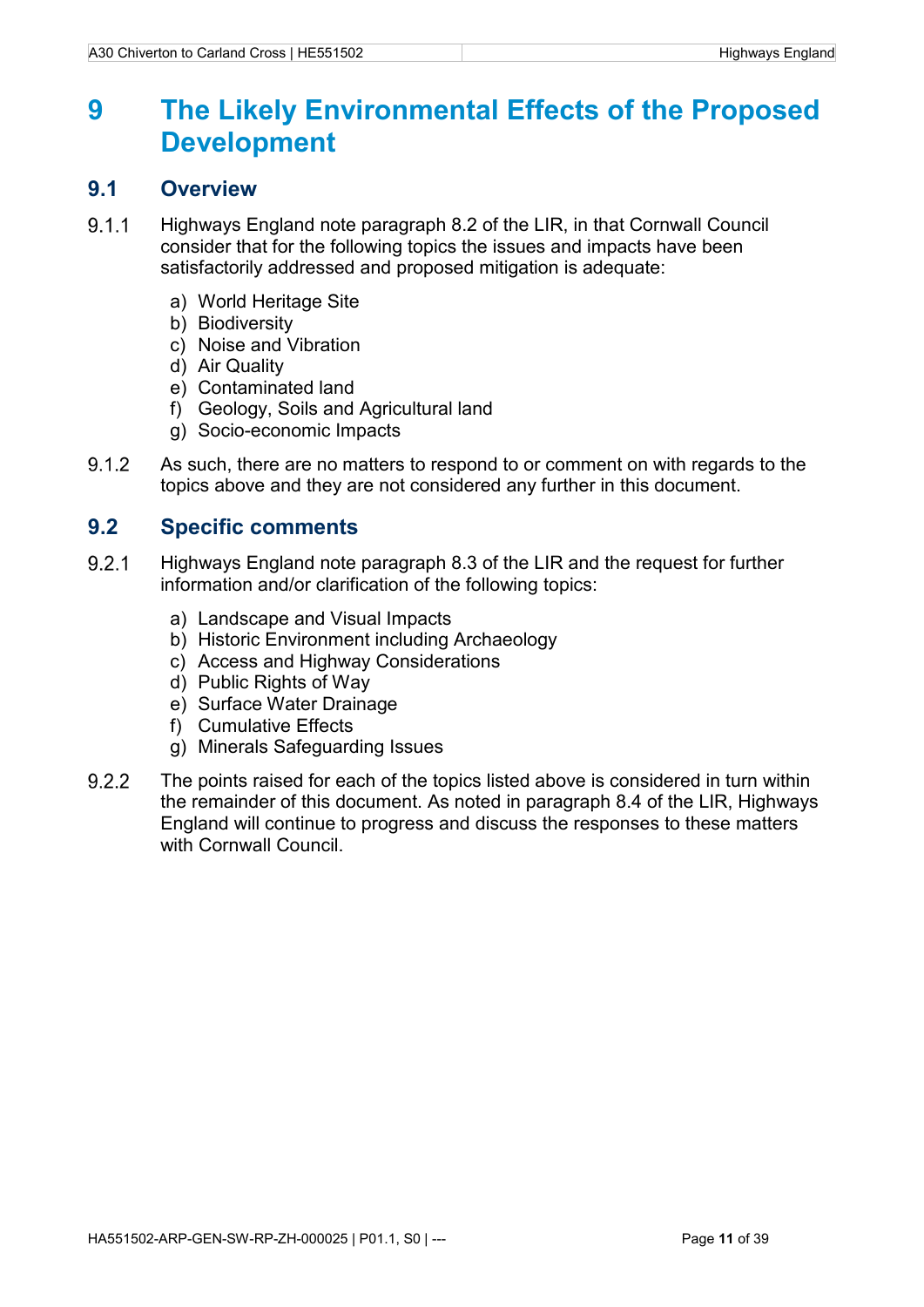# 9 The Likely Environmental Effects of the Proposed Development

## 9.1 Overview

9.1.1 Highways England note paragraph 8.2 of the LIR, in that Cornwall Council consider that for the following topics the issues and impacts have been satisfactorily addressed and proposed mitigation is adequate:

a) World Heritage Site
b) Biodiversity
c) Noise and Vibration
d) Air Quality
e) Contaminated land
f) Geology, Soils and Agricultural land
g) Socio-economic Impacts

9.1.2 As such, there are no matters to respond to or comment on with regards to the topics above and they are not considered any further in this document.

## 9.2 Specific comments

9.2.1 Highways England note paragraph 8.3 of the LIR and the request for further information and/or clarification of the following topics:

a) Landscape and Visual Impacts
b) Historic Environment including Archaeology
c) Access and Highway Considerations
d) Public Rights of Way
e) Surface Water Drainage
f) Cumulative Effects
g) Minerals Safeguarding Issues

9.2.2 The points raised for each of the topics listed above is considered in turn within the remainder of this document. As noted in paragraph 8.4 of the LIR, Highways England will continue to progress and discuss the responses to these matters with Cornwall Council.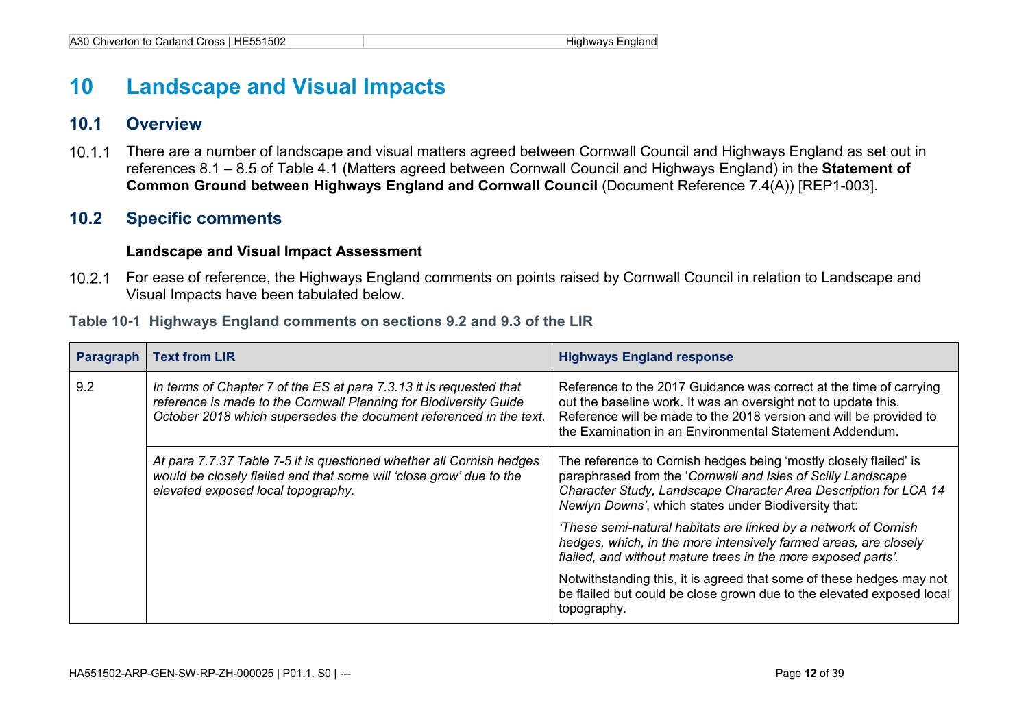# 10 Landscape and Visual Impacts

## 10.1 Overview

10.1.1 There are a number of landscape and visual matters agreed between Cornwall Council and Highways England as set out in references 8.1 – 8.5 of Table 4.1 (Matters agreed between Cornwall Council and Highways England) in the **Statement of Common Ground between Highways England and Cornwall Council** (Document Reference 7.4(A)) [REP1-003].

## 10.2 Specific comments

**Landscape and Visual Impact Assessment**

10.2.1 For ease of reference, the Highways England comments on points raised by Cornwall Council in relation to Landscape and Visual Impacts have been tabulated below.

**Table 10-1 Highways England comments on sections 9.2 and 9.3 of the LIR**

| Paragraph | Text from LIR | Highways England response |
|---|---|---|
| 9.2 | *In terms of Chapter 7 of the ES at para 7.3.13 it is requested that reference is made to the Cornwall Planning for Biodiversity Guide October 2018 which supersedes the document referenced in the text.* | Reference to the 2017 Guidance was correct at the time of carrying out the baseline work. It was an oversight not to update this. Reference will be made to the 2018 version and will be provided to the Examination in an Environmental Statement Addendum. |
| | *At para 7.7.37 Table 7-5 it is questioned whether all Cornish hedges would be closely flailed and that some will 'close grow' due to the elevated exposed local topography.* | The reference to Cornish hedges being 'mostly closely flailed' is paraphrased from the '*Cornwall and Isles of Scilly Landscape Character Study, Landscape Character Area Description for LCA 14 Newlyn Downs*', which states under Biodiversity that:<br><br>*'These semi-natural habitats are linked by a network of Cornish hedges, which, in the more intensively farmed areas, are closely flailed, and without mature trees in the more exposed parts'.*<br><br>Notwithstanding this, it is agreed that some of these hedges may not be flailed but could be close grown due to the elevated exposed local topography. |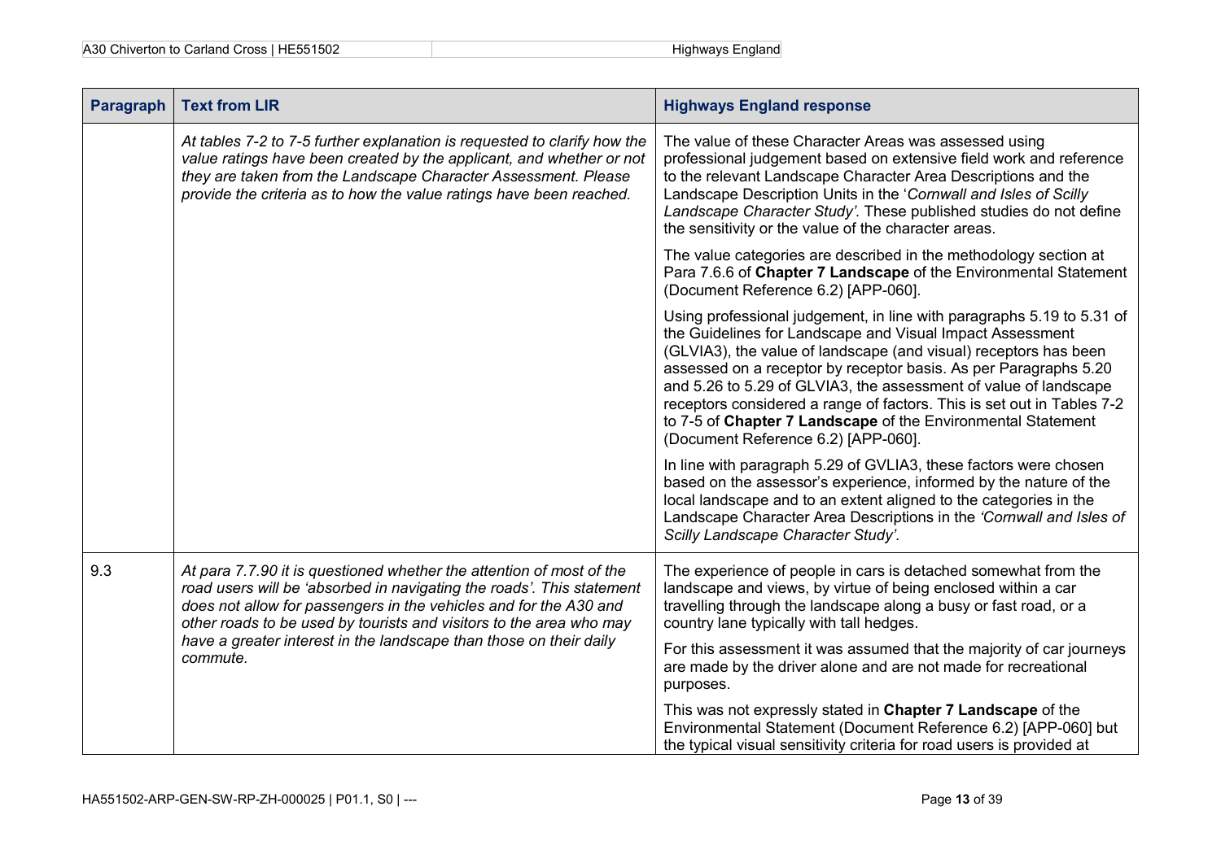| Paragraph | Text from LIR | Highways England response |
|---|---|---|
| | *At tables 7-2 to 7-5 further explanation is requested to clarify how the value ratings have been created by the applicant, and whether or not they are taken from the Landscape Character Assessment. Please provide the criteria as to how the value ratings have been reached.* | The value of these Character Areas was assessed using professional judgement based on extensive field work and reference to the relevant Landscape Character Area Descriptions and the Landscape Description Units in the '*Cornwall and Isles of Scilly Landscape Character Study'*. These published studies do not define the sensitivity or the value of the character areas.<br><br>The value categories are described in the methodology section at Para 7.6.6 of **Chapter 7 Landscape** of the Environmental Statement (Document Reference 6.2) [APP-060].<br><br>Using professional judgement, in line with paragraphs 5.19 to 5.31 of the Guidelines for Landscape and Visual Impact Assessment (GLVIA3), the value of landscape (and visual) receptors has been assessed on a receptor by receptor basis. As per Paragraphs 5.20 and 5.26 to 5.29 of GLVIA3, the assessment of value of landscape receptors considered a range of factors. This is set out in Tables 7-2 to 7-5 of **Chapter 7 Landscape** of the Environmental Statement (Document Reference 6.2) [APP-060].<br><br>In line with paragraph 5.29 of GVLIA3, these factors were chosen based on the assessor's experience, informed by the nature of the local landscape and to an extent aligned to the categories in the Landscape Character Area Descriptions in the *'Cornwall and Isles of Scilly Landscape Character Study'*. |
| 9.3 | *At para 7.7.90 it is questioned whether the attention of most of the road users will be 'absorbed in navigating the roads'. This statement does not allow for passengers in the vehicles and for the A30 and other roads to be used by tourists and visitors to the area who may have a greater interest in the landscape than those on their daily commute.* | The experience of people in cars is detached somewhat from the landscape and views, by virtue of being enclosed within a car travelling through the landscape along a busy or fast road, or a country lane typically with tall hedges.<br><br>For this assessment it was assumed that the majority of car journeys are made by the driver alone and are not made for recreational purposes.<br><br>This was not expressly stated in **Chapter 7 Landscape** of the Environmental Statement (Document Reference 6.2) [APP-060] but the typical visual sensitivity criteria for road users is provided at |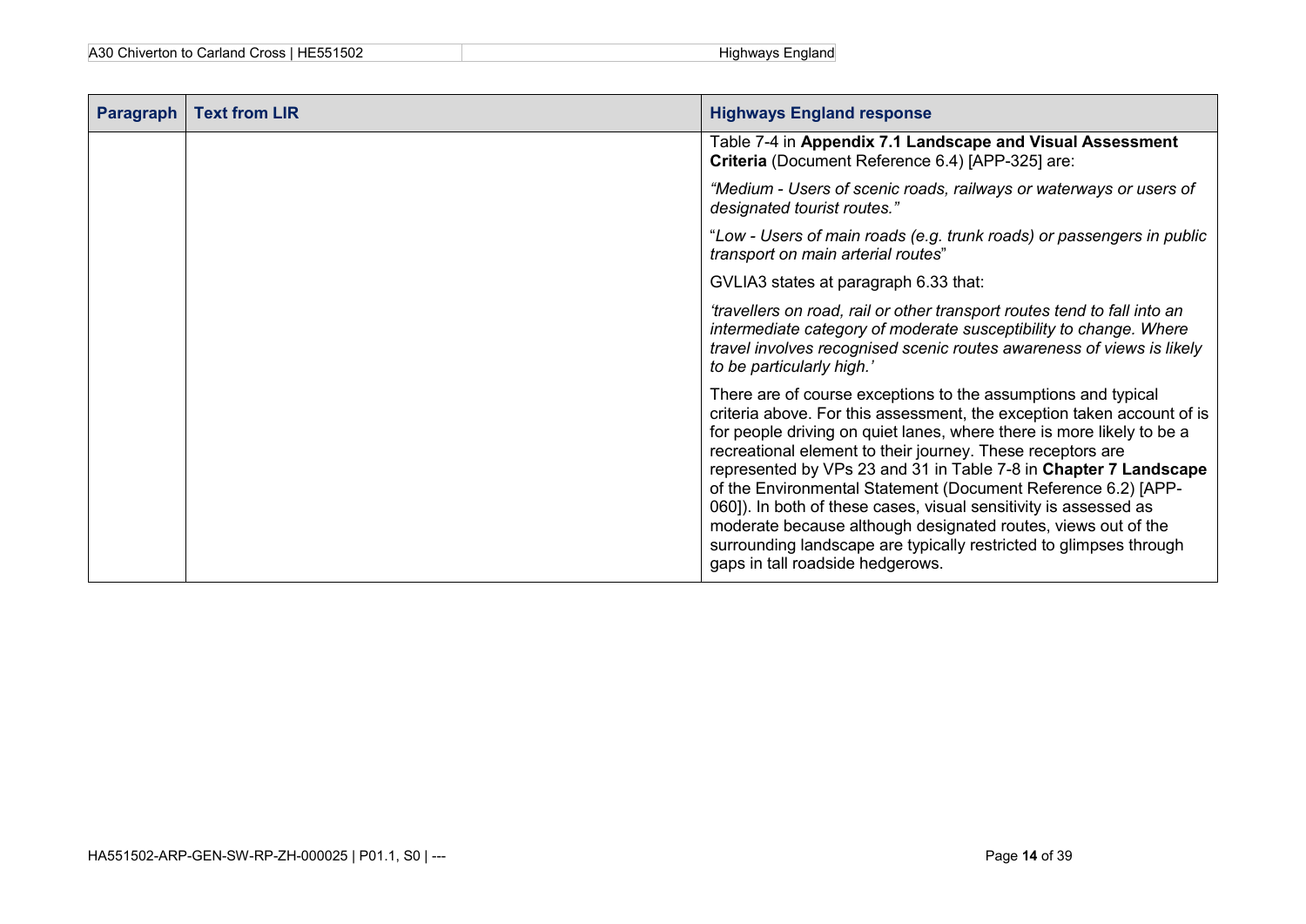| Paragraph | Text from LIR | Highways England response |
|---|---|---|
| | | Table 7-4 in **Appendix 7.1 Landscape and Visual Assessment Criteria** (Document Reference 6.4) [APP-325] are:<br><br>*"Medium - Users of scenic roads, railways or waterways or users of designated tourist routes."*<br><br>"*Low - Users of main roads (e.g. trunk roads) or passengers in public transport on main arterial routes*"<br><br>GVLIA3 states at paragraph 6.33 that:<br><br>*'travellers on road, rail or other transport routes tend to fall into an intermediate category of moderate susceptibility to change. Where travel involves recognised scenic routes awareness of views is likely to be particularly high.'*<br><br>There are of course exceptions to the assumptions and typical criteria above. For this assessment, the exception taken account of is for people driving on quiet lanes, where there is more likely to be a recreational element to their journey. These receptors are represented by VPs 23 and 31 in Table 7-8 in **Chapter 7 Landscape** of the Environmental Statement (Document Reference 6.2) [APP-060]). In both of these cases, visual sensitivity is assessed as moderate because although designated routes, views out of the surrounding landscape are typically restricted to glimpses through gaps in tall roadside hedgerows. |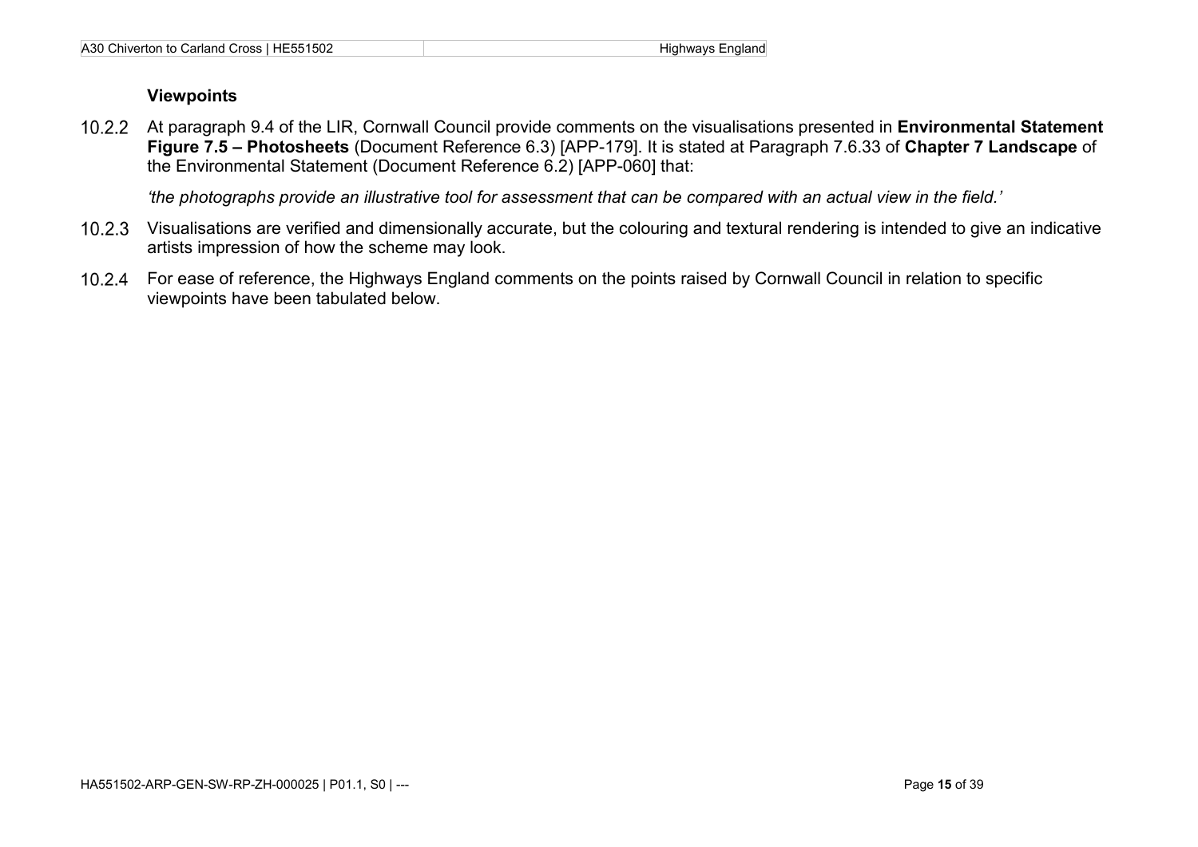### Viewpoints

10.2.2 At paragraph 9.4 of the LIR, Cornwall Council provide comments on the visualisations presented in **Environmental Statement Figure 7.5 – Photosheets** (Document Reference 6.3) [APP-179]. It is stated at Paragraph 7.6.33 of **Chapter 7 Landscape** of the Environmental Statement (Document Reference 6.2) [APP-060] that:

*'the photographs provide an illustrative tool for assessment that can be compared with an actual view in the field.'*

10.2.3 Visualisations are verified and dimensionally accurate, but the colouring and textural rendering is intended to give an indicative artists impression of how the scheme may look.

10.2.4 For ease of reference, the Highways England comments on the points raised by Cornwall Council in relation to specific viewpoints have been tabulated below.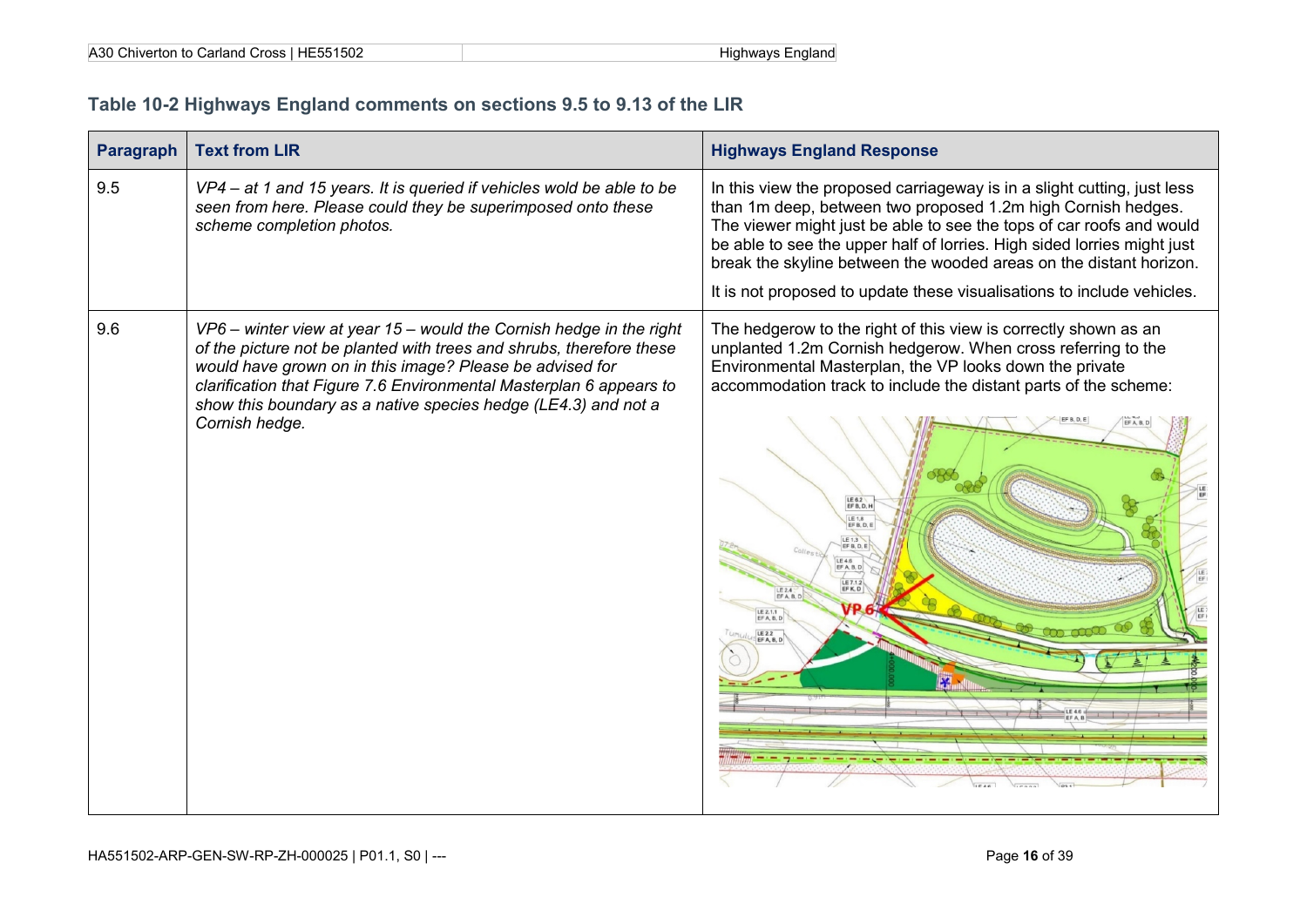## Table 10-2 Highways England comments on sections 9.5 to 9.13 of the LIR

| Paragraph | Text from LIR | Highways England Response |
|---|---|---|
| 9.5 | *VP4 – at 1 and 15 years. It is queried if vehicles wold be able to be seen from here. Please could they be superimposed onto these scheme completion photos.* | In this view the proposed carriageway is in a slight cutting, just less than 1m deep, between two proposed 1.2m high Cornish hedges. The viewer might just be able to see the tops of car roofs and would be able to see the upper half of lorries. High sided lorries might just break the skyline between the wooded areas on the distant horizon.<br><br>It is not proposed to update these visualisations to include vehicles. |
| 9.6 | *VP6 – winter view at year 15 – would the Cornish hedge in the right of the picture not be planted with trees and shrubs, therefore these would have grown on in this image? Please be advised for clarification that Figure 7.6 Environmental Masterplan 6 appears to show this boundary as a native species hedge (LE4.3) and not a Cornish hedge.* | The hedgerow to the right of this view is correctly shown as an unplanted 1.2m Cornish hedgerow. When cross referring to the Environmental Masterplan, the VP looks down the private accommodation track to include the distant parts of the scheme: |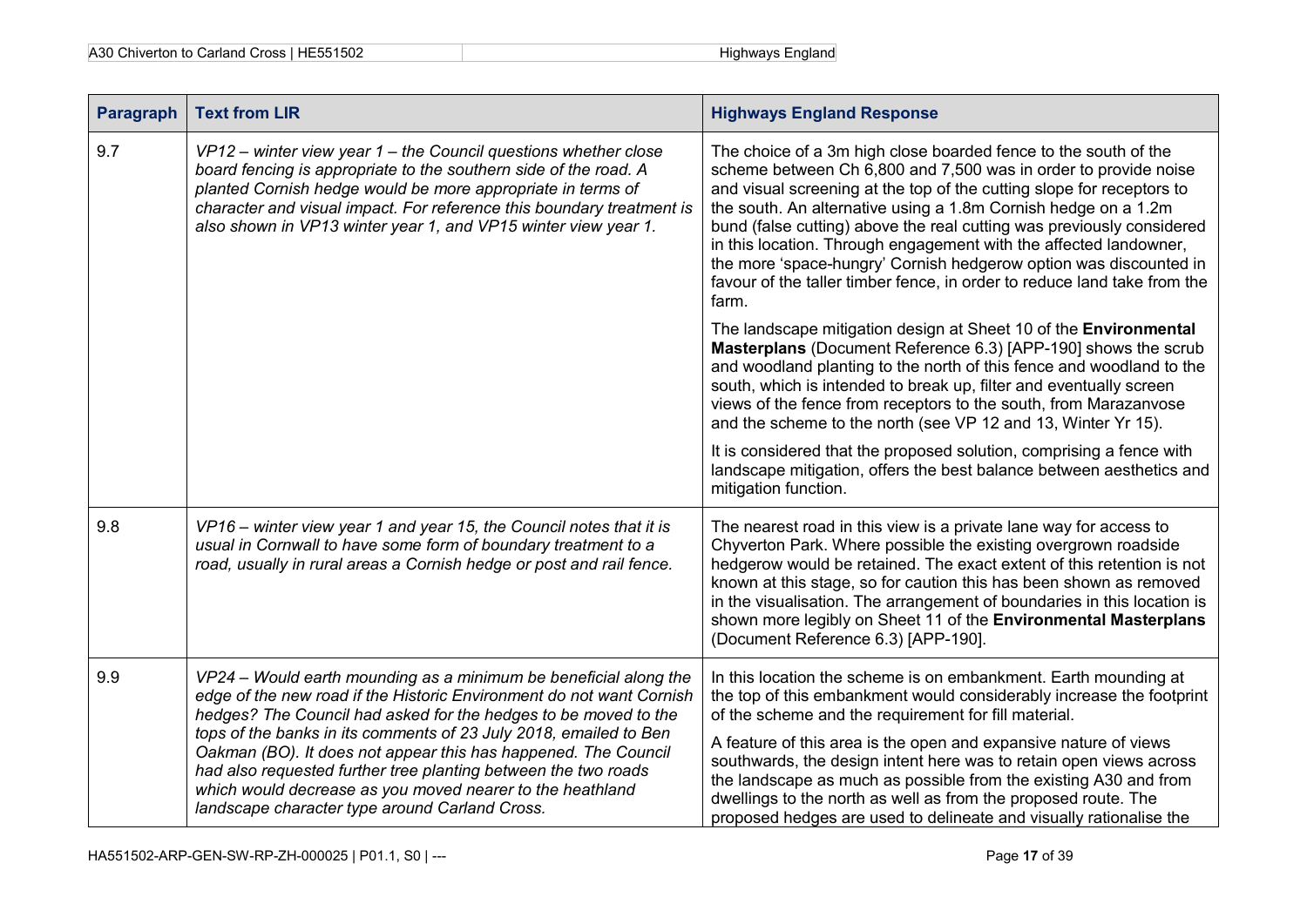| Paragraph | Text from LIR | Highways England Response |
| --- | --- | --- |
| 9.7 | *VP12 – winter view year 1 – the Council questions whether close board fencing is appropriate to the southern side of the road. A planted Cornish hedge would be more appropriate in terms of character and visual impact. For reference this boundary treatment is also shown in VP13 winter year 1, and VP15 winter view year 1.* | The choice of a 3m high close boarded fence to the south of the scheme between Ch 6,800 and 7,500 was in order to provide noise and visual screening at the top of the cutting slope for receptors to the south. An alternative using a 1.8m Cornish hedge on a 1.2m bund (false cutting) above the real cutting was previously considered in this location. Through engagement with the affected landowner, the more 'space-hungry' Cornish hedgerow option was discounted in favour of the taller timber fence, in order to reduce land take from the farm.<br><br>The landscape mitigation design at Sheet 10 of the **Environmental Masterplans** (Document Reference 6.3) [APP-190] shows the scrub and woodland planting to the north of this fence and woodland to the south, which is intended to break up, filter and eventually screen views of the fence from receptors to the south, from Marazanvose and the scheme to the north (see VP 12 and 13, Winter Yr 15).<br><br>It is considered that the proposed solution, comprising a fence with landscape mitigation, offers the best balance between aesthetics and mitigation function. |
| 9.8 | *VP16 – winter view year 1 and year 15, the Council notes that it is usual in Cornwall to have some form of boundary treatment to a road, usually in rural areas a Cornish hedge or post and rail fence.* | The nearest road in this view is a private lane way for access to Chyverton Park. Where possible the existing overgrown roadside hedgerow would be retained. The exact extent of this retention is not known at this stage, so for caution this has been shown as removed in the visualisation. The arrangement of boundaries in this location is shown more legibly on Sheet 11 of the **Environmental Masterplans** (Document Reference 6.3) [APP-190]. |
| 9.9 | *VP24 – Would earth mounding as a minimum be beneficial along the edge of the new road if the Historic Environment do not want Cornish hedges? The Council had asked for the hedges to be moved to the tops of the banks in its comments of 23 July 2018, emailed to Ben Oakman (BO). It does not appear this has happened. The Council had also requested further tree planting between the two roads which would decrease as you moved nearer to the heathland landscape character type around Carland Cross.* | In this location the scheme is on embankment. Earth mounding at the top of this embankment would considerably increase the footprint of the scheme and the requirement for fill material.<br><br>A feature of this area is the open and expansive nature of views southwards, the design intent here was to retain open views across the landscape as much as possible from the existing A30 and from dwellings to the north as well as from the proposed route. The proposed hedges are used to delineate and visually rationalise the |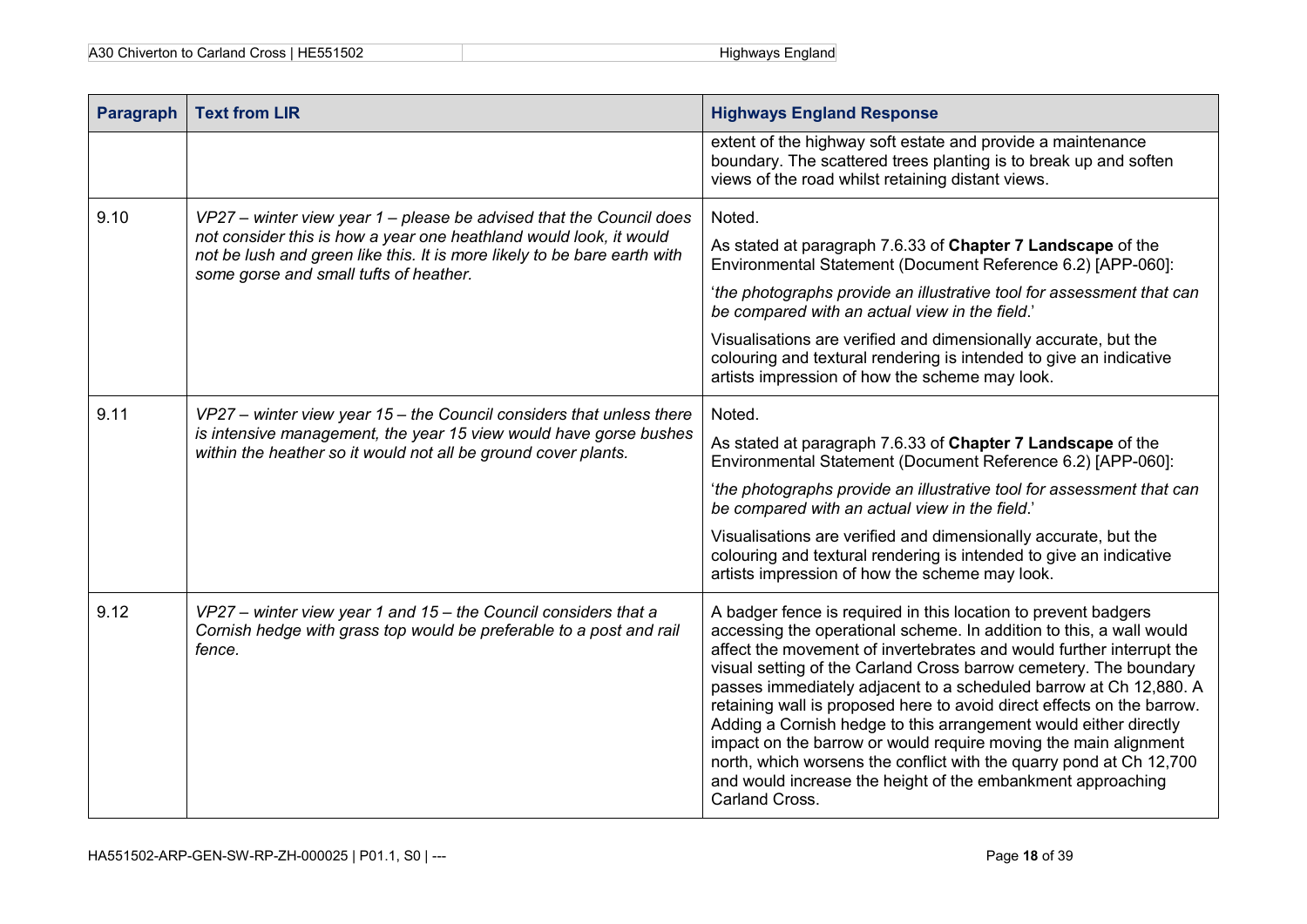| Paragraph | Text from LIR | Highways England Response |
|---|---|---|
| | | extent of the highway soft estate and provide a maintenance boundary. The scattered trees planting is to break up and soften views of the road whilst retaining distant views. |
| 9.10 | *VP27 – winter view year 1 – please be advised that the Council does not consider this is how a year one heathland would look, it would not be lush and green like this. It is more likely to be bare earth with some gorse and small tufts of heather.* | Noted.<br><br>As stated at paragraph 7.6.33 of **Chapter 7 Landscape** of the Environmental Statement (Document Reference 6.2) [APP-060]:<br><br>'*the photographs provide an illustrative tool for assessment that can be compared with an actual view in the field*.'<br><br>Visualisations are verified and dimensionally accurate, but the colouring and textural rendering is intended to give an indicative artists impression of how the scheme may look. |
| 9.11 | *VP27 – winter view year 15 – the Council considers that unless there is intensive management, the year 15 view would have gorse bushes within the heather so it would not all be ground cover plants.* | Noted.<br><br>As stated at paragraph 7.6.33 of **Chapter 7 Landscape** of the Environmental Statement (Document Reference 6.2) [APP-060]:<br><br>'*the photographs provide an illustrative tool for assessment that can be compared with an actual view in the field*.'<br><br>Visualisations are verified and dimensionally accurate, but the colouring and textural rendering is intended to give an indicative artists impression of how the scheme may look. |
| 9.12 | *VP27 – winter view year 1 and 15 – the Council considers that a Cornish hedge with grass top would be preferable to a post and rail fence.* | A badger fence is required in this location to prevent badgers accessing the operational scheme. In addition to this, a wall would affect the movement of invertebrates and would further interrupt the visual setting of the Carland Cross barrow cemetery. The boundary passes immediately adjacent to a scheduled barrow at Ch 12,880. A retaining wall is proposed here to avoid direct effects on the barrow. Adding a Cornish hedge to this arrangement would either directly impact on the barrow or would require moving the main alignment north, which worsens the conflict with the quarry pond at Ch 12,700 and would increase the height of the embankment approaching Carland Cross. |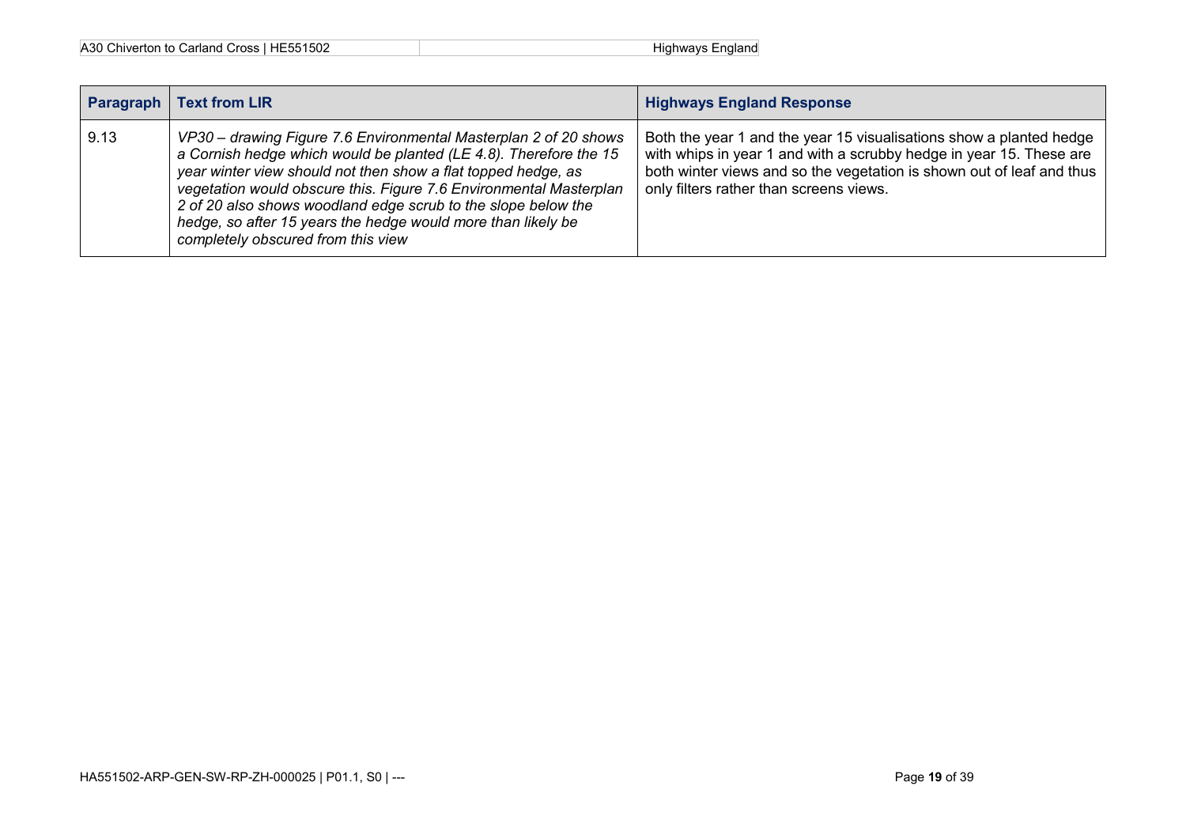| Paragraph | Text from LIR | Highways England Response |
| --- | --- | --- |
| 9.13 | *VP30 – drawing Figure 7.6 Environmental Masterplan 2 of 20 shows a Cornish hedge which would be planted (LE 4.8). Therefore the 15 year winter view should not then show a flat topped hedge, as vegetation would obscure this. Figure 7.6 Environmental Masterplan 2 of 20 also shows woodland edge scrub to the slope below the hedge, so after 15 years the hedge would more than likely be completely obscured from this view* | Both the year 1 and the year 15 visualisations show a planted hedge with whips in year 1 and with a scrubby hedge in year 15. These are both winter views and so the vegetation is shown out of leaf and thus only filters rather than screens views. |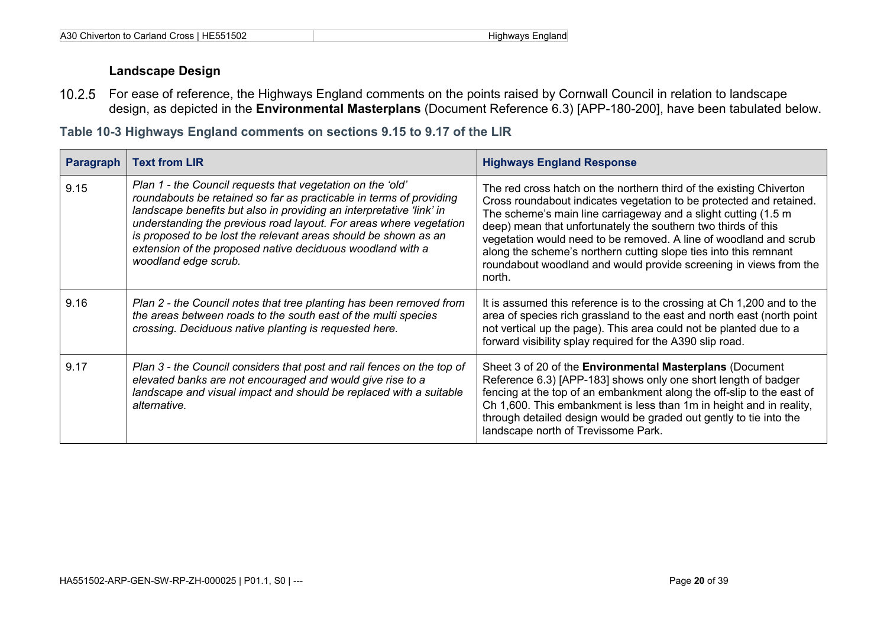### Landscape Design

10.2.5 For ease of reference, the Highways England comments on the points raised by Cornwall Council in relation to landscape design, as depicted in the **Environmental Masterplans** (Document Reference 6.3) [APP-180-200], have been tabulated below.

**Table 10-3 Highways England comments on sections 9.15 to 9.17 of the LIR**

| Paragraph | Text from LIR | Highways England Response |
|---|---|---|
| 9.15 | *Plan 1 - the Council requests that vegetation on the 'old' roundabouts be retained so far as practicable in terms of providing landscape benefits but also in providing an interpretative 'link' in understanding the previous road layout. For areas where vegetation is proposed to be lost the relevant areas should be shown as an extension of the proposed native deciduous woodland with a woodland edge scrub.* | The red cross hatch on the northern third of the existing Chiverton Cross roundabout indicates vegetation to be protected and retained. The scheme's main line carriageway and a slight cutting (1.5 m deep) mean that unfortunately the southern two thirds of this vegetation would need to be removed. A line of woodland and scrub along the scheme's northern cutting slope ties into this remnant roundabout woodland and would provide screening in views from the north. |
| 9.16 | *Plan 2 - the Council notes that tree planting has been removed from the areas between roads to the south east of the multi species crossing. Deciduous native planting is requested here.* | It is assumed this reference is to the crossing at Ch 1,200 and to the area of species rich grassland to the east and north east (north point not vertical up the page). This area could not be planted due to a forward visibility splay required for the A390 slip road. |
| 9.17 | *Plan 3 - the Council considers that post and rail fences on the top of elevated banks are not encouraged and would give rise to a landscape and visual impact and should be replaced with a suitable alternative.* | Sheet 3 of 20 of the **Environmental Masterplans** (Document Reference 6.3) [APP-183] shows only one short length of badger fencing at the top of an embankment along the off-slip to the east of Ch 1,600. This embankment is less than 1m in height and in reality, through detailed design would be graded out gently to tie into the landscape north of Trevissome Park. |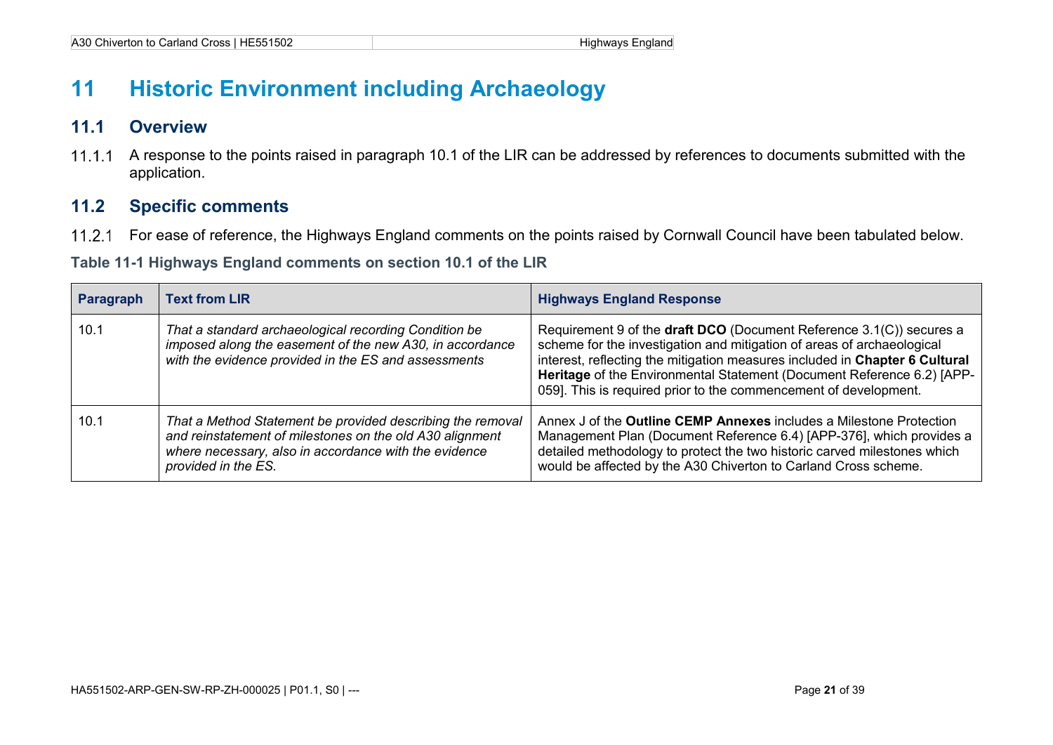# 11 Historic Environment including Archaeology

## 11.1 Overview

11.1.1 A response to the points raised in paragraph 10.1 of the LIR can be addressed by references to documents submitted with the application.

## 11.2 Specific comments

11.2.1 For ease of reference, the Highways England comments on the points raised by Cornwall Council have been tabulated below.

**Table 11-1 Highways England comments on section 10.1 of the LIR**

| Paragraph | Text from LIR | Highways England Response |
|---|---|---|
| 10.1 | *That a standard archaeological recording Condition be imposed along the easement of the new A30, in accordance with the evidence provided in the ES and assessments* | Requirement 9 of the **draft DCO** (Document Reference 3.1(C)) secures a scheme for the investigation and mitigation of areas of archaeological interest, reflecting the mitigation measures included in **Chapter 6 Cultural Heritage** of the Environmental Statement (Document Reference 6.2) [APP-059]. This is required prior to the commencement of development. |
| 10.1 | *That a Method Statement be provided describing the removal and reinstatement of milestones on the old A30 alignment where necessary, also in accordance with the evidence provided in the ES.* | Annex J of the **Outline CEMP Annexes** includes a Milestone Protection Management Plan (Document Reference 6.4) [APP-376], which provides a detailed methodology to protect the two historic carved milestones which would be affected by the A30 Chiverton to Carland Cross scheme. |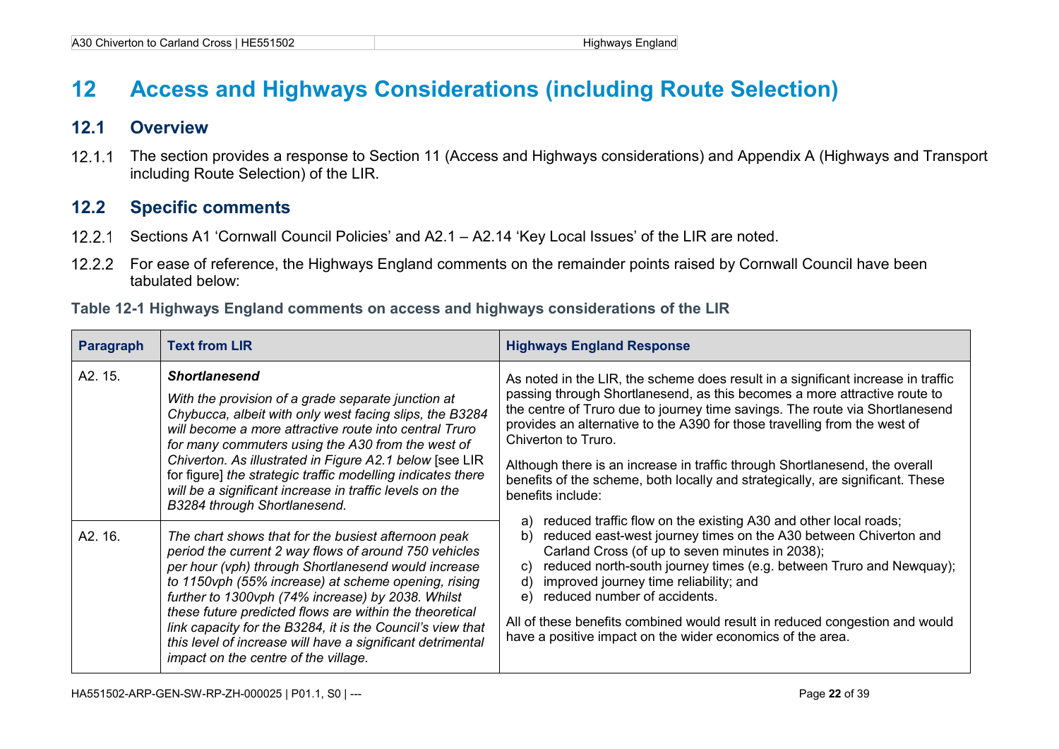# 12 Access and Highways Considerations (including Route Selection)

## 12.1 Overview

12.1.1 The section provides a response to Section 11 (Access and Highways considerations) and Appendix A (Highways and Transport including Route Selection) of the LIR.

## 12.2 Specific comments

12.2.1 Sections A1 'Cornwall Council Policies' and A2.1 – A2.14 'Key Local Issues' of the LIR are noted.

12.2.2 For ease of reference, the Highways England comments on the remainder points raised by Cornwall Council have been tabulated below:

**Table 12-1 Highways England comments on access and highways considerations of the LIR**

| Paragraph | Text from LIR | Highways England Response |
|---|---|---|
| A2. 15. | ***Shortlanesend*** <br><br> *With the provision of a grade separate junction at Chybucca, albeit with only west facing slips, the B3284 will become a more attractive route into central Truro for many commuters using the A30 from the west of Chiverton. As illustrated in Figure A2.1 below* [see LIR for figure] *the strategic traffic modelling indicates there will be a significant increase in traffic levels on the B3284 through Shortlanesend.* | As noted in the LIR, the scheme does result in a significant increase in traffic passing through Shortlanesend, as this becomes a more attractive route to the centre of Truro due to journey time savings. The route via Shortlanesend provides an alternative to the A390 for those travelling from the west of Chiverton to Truro. <br><br> Although there is an increase in traffic through Shortlanesend, the overall benefits of the scheme, both locally and strategically, are significant. These benefits include: <br><br> a) reduced traffic flow on the existing A30 and other local roads; <br> b) reduced east-west journey times on the A30 between Chiverton and Carland Cross (of up to seven minutes in 2038); <br> c) reduced north-south journey times (e.g. between Truro and Newquay); <br> d) improved journey time reliability; and <br> e) reduced number of accidents. <br><br> All of these benefits combined would result in reduced congestion and would have a positive impact on the wider economics of the area. |
| A2. 16. | *The chart shows that for the busiest afternoon peak period the current 2 way flows of around 750 vehicles per hour (vph) through Shortlanesend would increase to 1150vph (55% increase) at scheme opening, rising further to 1300vph (74% increase) by 2038. Whilst these future predicted flows are within the theoretical link capacity for the B3284, it is the Council's view that this level of increase will have a significant detrimental impact on the centre of the village.* | |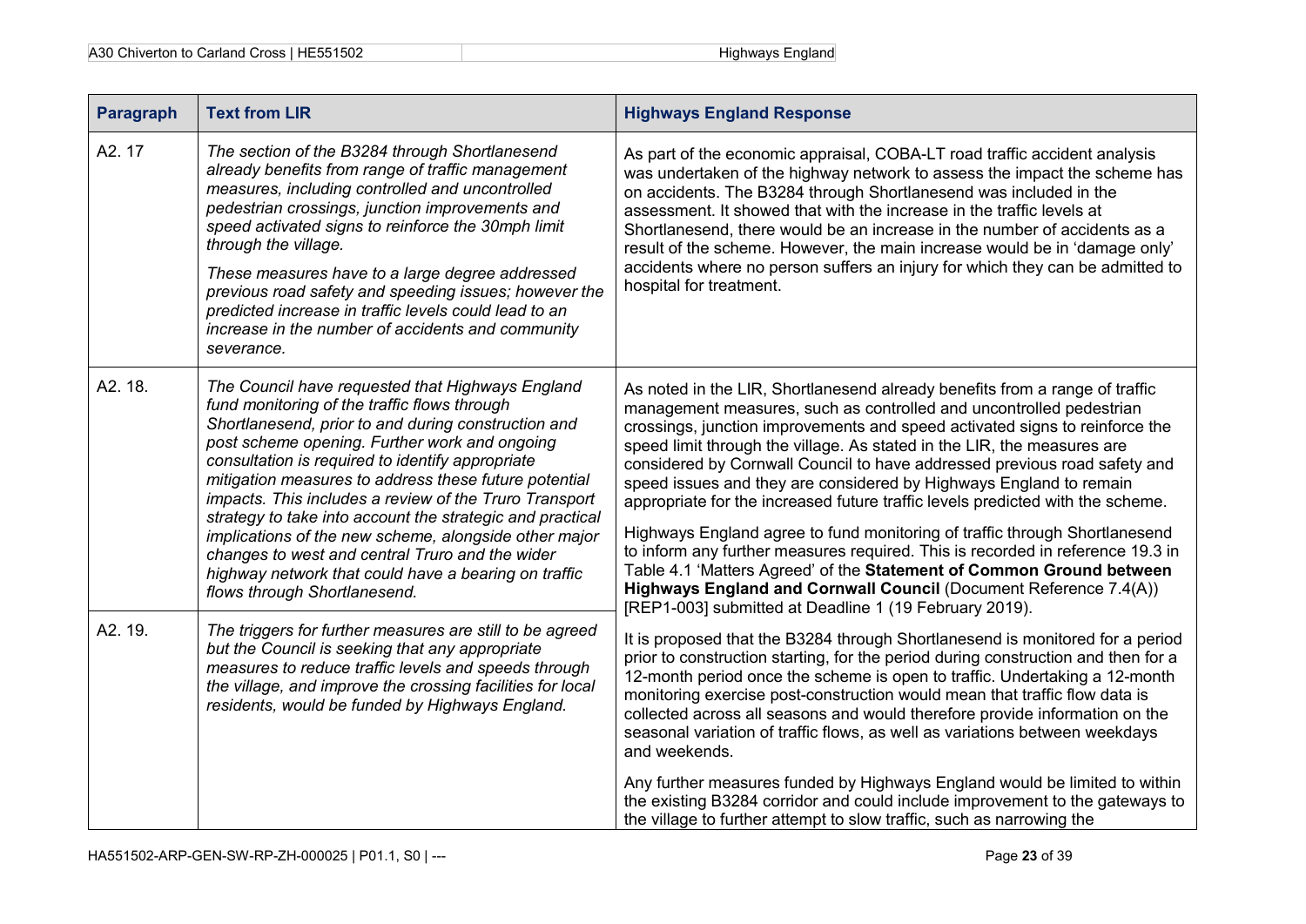| Paragraph | Text from LIR | Highways England Response |
|---|---|---|
| A2. 17 | *The section of the B3284 through Shortlanesend already benefits from range of traffic management measures, including controlled and uncontrolled pedestrian crossings, junction improvements and speed activated signs to reinforce the 30mph limit through the village.*<br><br>*These measures have to a large degree addressed previous road safety and speeding issues; however the predicted increase in traffic levels could lead to an increase in the number of accidents and community severance.* | As part of the economic appraisal, COBA-LT road traffic accident analysis was undertaken of the highway network to assess the impact the scheme has on accidents. The B3284 through Shortlanesend was included in the assessment. It showed that with the increase in the traffic levels at Shortlanesend, there would be an increase in the number of accidents as a result of the scheme. However, the main increase would be in 'damage only' accidents where no person suffers an injury for which they can be admitted to hospital for treatment. |
| A2. 18. | *The Council have requested that Highways England fund monitoring of the traffic flows through Shortlanesend, prior to and during construction and post scheme opening. Further work and ongoing consultation is required to identify appropriate mitigation measures to address these future potential impacts. This includes a review of the Truro Transport strategy to take into account the strategic and practical implications of the new scheme, alongside other major changes to west and central Truro and the wider highway network that could have a bearing on traffic flows through Shortlanesend.* | As noted in the LIR, Shortlanesend already benefits from a range of traffic management measures, such as controlled and uncontrolled pedestrian crossings, junction improvements and speed activated signs to reinforce the speed limit through the village. As stated in the LIR, the measures are considered by Cornwall Council to have addressed previous road safety and speed issues and they are considered by Highways England to remain appropriate for the increased future traffic levels predicted with the scheme.<br><br>Highways England agree to fund monitoring of traffic through Shortlanesend to inform any further measures required. This is recorded in reference 19.3 in Table 4.1 'Matters Agreed' of the **Statement of Common Ground between Highways England and Cornwall Council** (Document Reference 7.4(A)) [REP1-003] submitted at Deadline 1 (19 February 2019).<br><br>It is proposed that the B3284 through Shortlanesend is monitored for a period prior to construction starting, for the period during construction and then for a 12-month period once the scheme is open to traffic. Undertaking a 12-month monitoring exercise post-construction would mean that traffic flow data is collected across all seasons and would therefore provide information on the seasonal variation of traffic flows, as well as variations between weekdays and weekends.<br><br>Any further measures funded by Highways England would be limited to within the existing B3284 corridor and could include improvement to the gateways to the village to further attempt to slow traffic, such as narrowing the |
| A2. 19. | *The triggers for further measures are still to be agreed but the Council is seeking that any appropriate measures to reduce traffic levels and speeds through the village, and improve the crossing facilities for local residents, would be funded by Highways England.* | |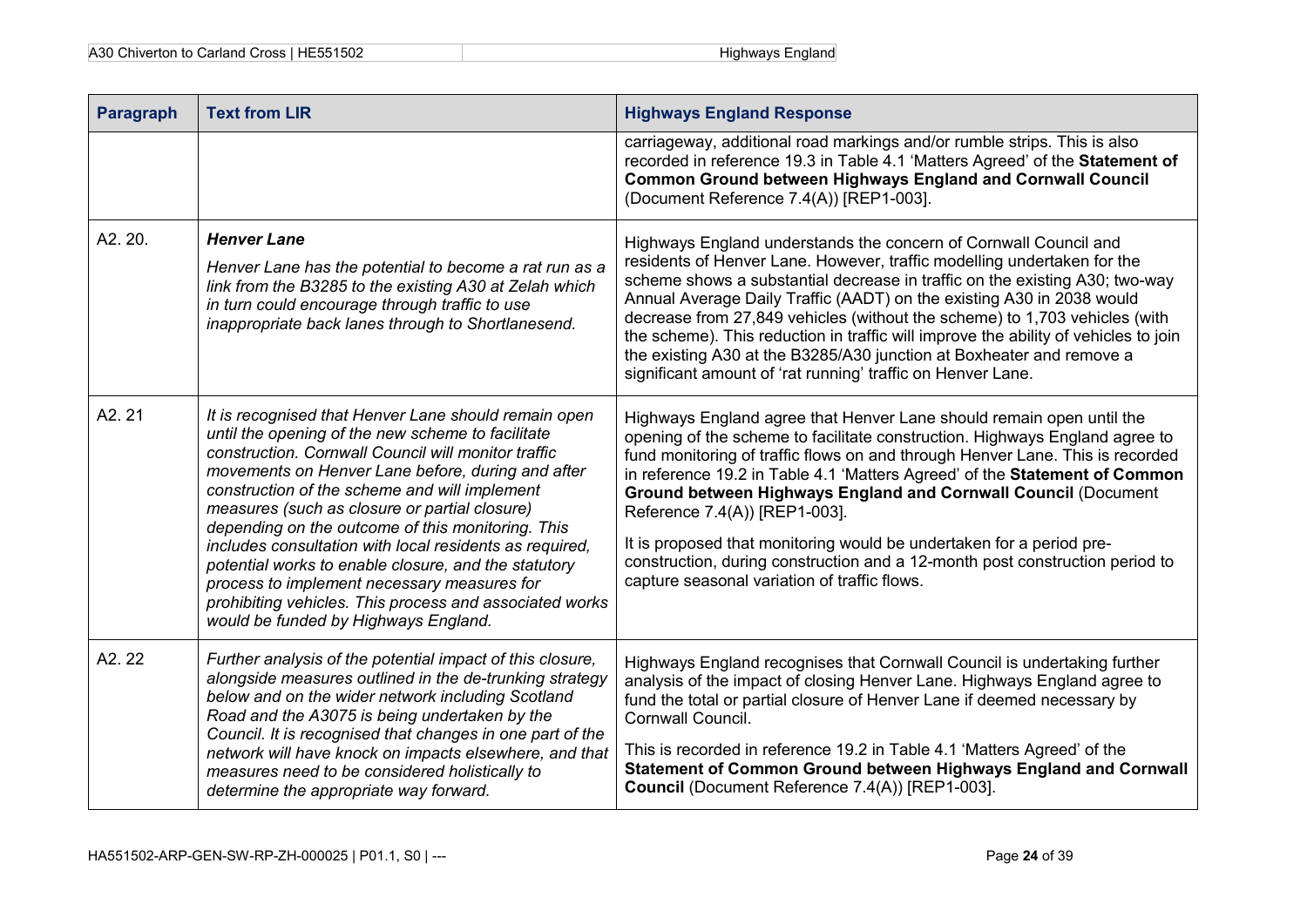| Paragraph | Text from LIR | Highways England Response |
|---|---|---|
| | | carriageway, additional road markings and/or rumble strips. This is also recorded in reference 19.3 in Table 4.1 'Matters Agreed' of the **Statement of Common Ground between Highways England and Cornwall Council** (Document Reference 7.4(A)) [REP1-003]. |
| A2. 20. | ***Henver Lane***<br>*Henver Lane has the potential to become a rat run as a link from the B3285 to the existing A30 at Zelah which in turn could encourage through traffic to use inappropriate back lanes through to Shortlanesend.* | Highways England understands the concern of Cornwall Council and residents of Henver Lane. However, traffic modelling undertaken for the scheme shows a substantial decrease in traffic on the existing A30; two-way Annual Average Daily Traffic (AADT) on the existing A30 in 2038 would decrease from 27,849 vehicles (without the scheme) to 1,703 vehicles (with the scheme). This reduction in traffic will improve the ability of vehicles to join the existing A30 at the B3285/A30 junction at Boxheater and remove a significant amount of 'rat running' traffic on Henver Lane. |
| A2. 21 | *It is recognised that Henver Lane should remain open until the opening of the new scheme to facilitate construction. Cornwall Council will monitor traffic movements on Henver Lane before, during and after construction of the scheme and will implement measures (such as closure or partial closure) depending on the outcome of this monitoring. This includes consultation with local residents as required, potential works to enable closure, and the statutory process to implement necessary measures for prohibiting vehicles. This process and associated works would be funded by Highways England.* | Highways England agree that Henver Lane should remain open until the opening of the scheme to facilitate construction. Highways England agree to fund monitoring of traffic flows on and through Henver Lane. This is recorded in reference 19.2 in Table 4.1 'Matters Agreed' of the **Statement of Common Ground between Highways England and Cornwall Council** (Document Reference 7.4(A)) [REP1-003].<br><br>It is proposed that monitoring would be undertaken for a period pre-construction, during construction and a 12-month post construction period to capture seasonal variation of traffic flows. |
| A2. 22 | *Further analysis of the potential impact of this closure, alongside measures outlined in the de-trunking strategy below and on the wider network including Scotland Road and the A3075 is being undertaken by the Council. It is recognised that changes in one part of the network will have knock on impacts elsewhere, and that measures need to be considered holistically to determine the appropriate way forward.* | Highways England recognises that Cornwall Council is undertaking further analysis of the impact of closing Henver Lane. Highways England agree to fund the total or partial closure of Henver Lane if deemed necessary by Cornwall Council.<br><br>This is recorded in reference 19.2 in Table 4.1 'Matters Agreed' of the **Statement of Common Ground between Highways England and Cornwall Council** (Document Reference 7.4(A)) [REP1-003]. |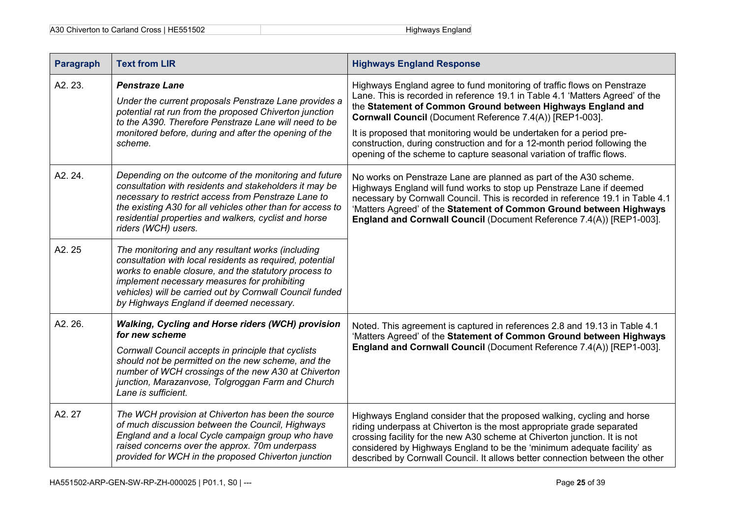| Paragraph | Text from LIR | Highways England Response |
| --- | --- | --- |
| A2. 23. | ***Penstraze Lane***<br>*Under the current proposals Penstraze Lane provides a potential rat run from the proposed Chiverton junction to the A390. Therefore Penstraze Lane will need to be monitored before, during and after the opening of the scheme.* | Highways England agree to fund monitoring of traffic flows on Penstraze Lane. This is recorded in reference 19.1 in Table 4.1 'Matters Agreed' of the the **Statement of Common Ground between Highways England and Cornwall Council** (Document Reference 7.4(A)) [REP1-003].<br>It is proposed that monitoring would be undertaken for a period pre-construction, during construction and for a 12-month period following the opening of the scheme to capture seasonal variation of traffic flows. |
| A2. 24. | *Depending on the outcome of the monitoring and future consultation with residents and stakeholders it may be necessary to restrict access from Penstraze Lane to the existing A30 for all vehicles other than for access to residential properties and walkers, cyclist and horse riders (WCH) users.* | No works on Penstraze Lane are planned as part of the A30 scheme. Highways England will fund works to stop up Penstraze Lane if deemed necessary by Cornwall Council. This is recorded in reference 19.1 in Table 4.1 'Matters Agreed' of the **Statement of Common Ground between Highways England and Cornwall Council** (Document Reference 7.4(A)) [REP1-003]. |
| A2. 25 | *The monitoring and any resultant works (including consultation with local residents as required, potential works to enable closure, and the statutory process to implement necessary measures for prohibiting vehicles) will be carried out by Cornwall Council funded by Highways England if deemed necessary.* | |
| A2. 26. | ***Walking, Cycling and Horse riders (WCH) provision for new scheme***<br>*Cornwall Council accepts in principle that cyclists should not be permitted on the new scheme, and the number of WCH crossings of the new A30 at Chiverton junction, Marazanvose, Tolgroggan Farm and Church Lane is sufficient.* | Noted. This agreement is captured in references 2.8 and 19.13 in Table 4.1 'Matters Agreed' of the **Statement of Common Ground between Highways England and Cornwall Council** (Document Reference 7.4(A)) [REP1-003]. |
| A2. 27 | *The WCH provision at Chiverton has been the source of much discussion between the Council, Highways England and a local Cycle campaign group who have raised concerns over the approx. 70m underpass provided for WCH in the proposed Chiverton junction* | Highways England consider that the proposed walking, cycling and horse riding underpass at Chiverton is the most appropriate grade separated crossing facility for the new A30 scheme at Chiverton junction. It is not considered by Highways England to be the 'minimum adequate facility' as described by Cornwall Council. It allows better connection between the other |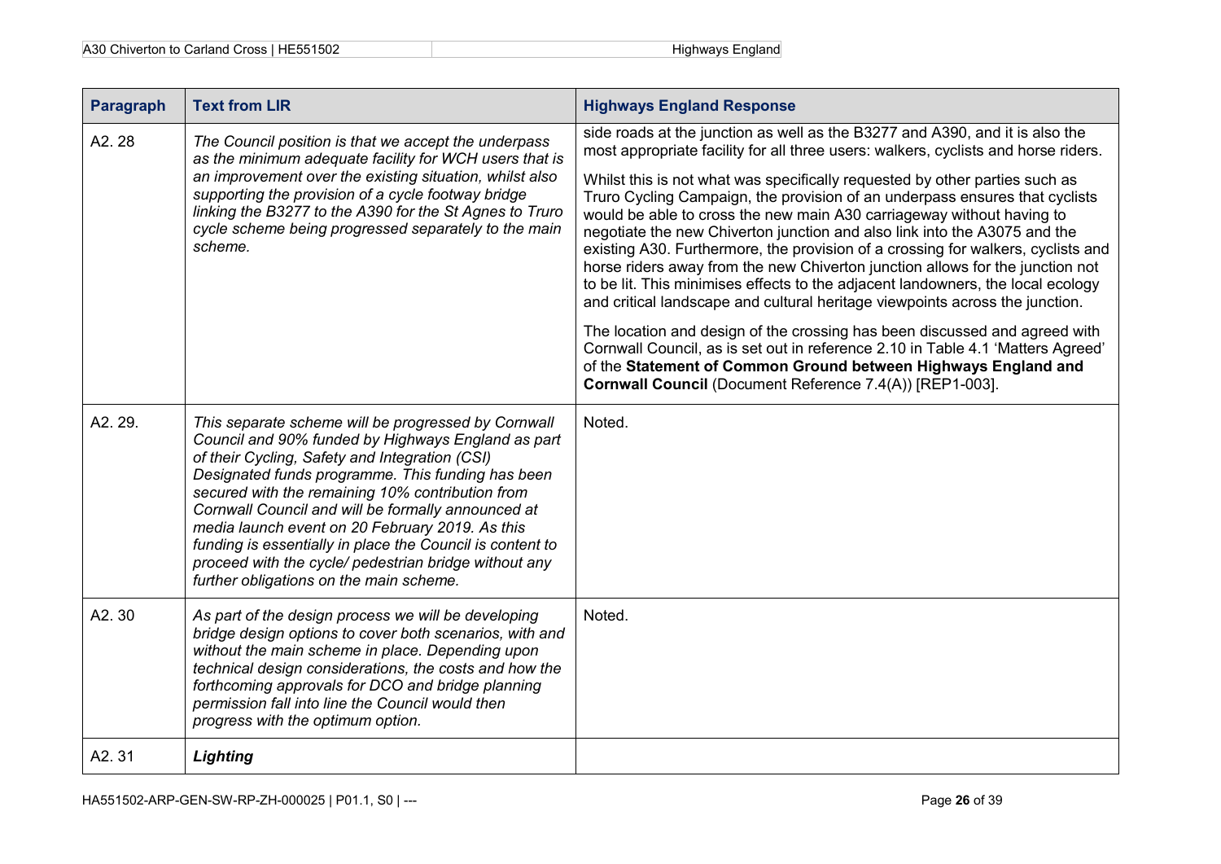| Paragraph | Text from LIR | Highways England Response |
|---|---|---|
| A2. 28 | *The Council position is that we accept the underpass as the minimum adequate facility for WCH users that is an improvement over the existing situation, whilst also supporting the provision of a cycle footway bridge linking the B3277 to the A390 for the St Agnes to Truro cycle scheme being progressed separately to the main scheme.* | side roads at the junction as well as the B3277 and A390, and it is also the most appropriate facility for all three users: walkers, cyclists and horse riders.<br><br>Whilst this is not what was specifically requested by other parties such as Truro Cycling Campaign, the provision of an underpass ensures that cyclists would be able to cross the new main A30 carriageway without having to negotiate the new Chiverton junction and also link into the A3075 and the existing A30. Furthermore, the provision of a crossing for walkers, cyclists and horse riders away from the new Chiverton junction allows for the junction not to be lit. This minimises effects to the adjacent landowners, the local ecology and critical landscape and cultural heritage viewpoints across the junction.<br><br>The location and design of the crossing has been discussed and agreed with Cornwall Council, as is set out in reference 2.10 in Table 4.1 'Matters Agreed' of the **Statement of Common Ground between Highways England and Cornwall Council** (Document Reference 7.4(A)) [REP1-003]. |
| A2. 29. | *This separate scheme will be progressed by Cornwall Council and 90% funded by Highways England as part of their Cycling, Safety and Integration (CSI) Designated funds programme. This funding has been secured with the remaining 10% contribution from Cornwall Council and will be formally announced at media launch event on 20 February 2019. As this funding is essentially in place the Council is content to proceed with the cycle/ pedestrian bridge without any further obligations on the main scheme.* | Noted. |
| A2. 30 | *As part of the design process we will be developing bridge design options to cover both scenarios, with and without the main scheme in place. Depending upon technical design considerations, the costs and how the forthcoming approvals for DCO and bridge planning permission fall into line the Council would then progress with the optimum option.* | Noted. |
| A2. 31 | ***Lighting*** | |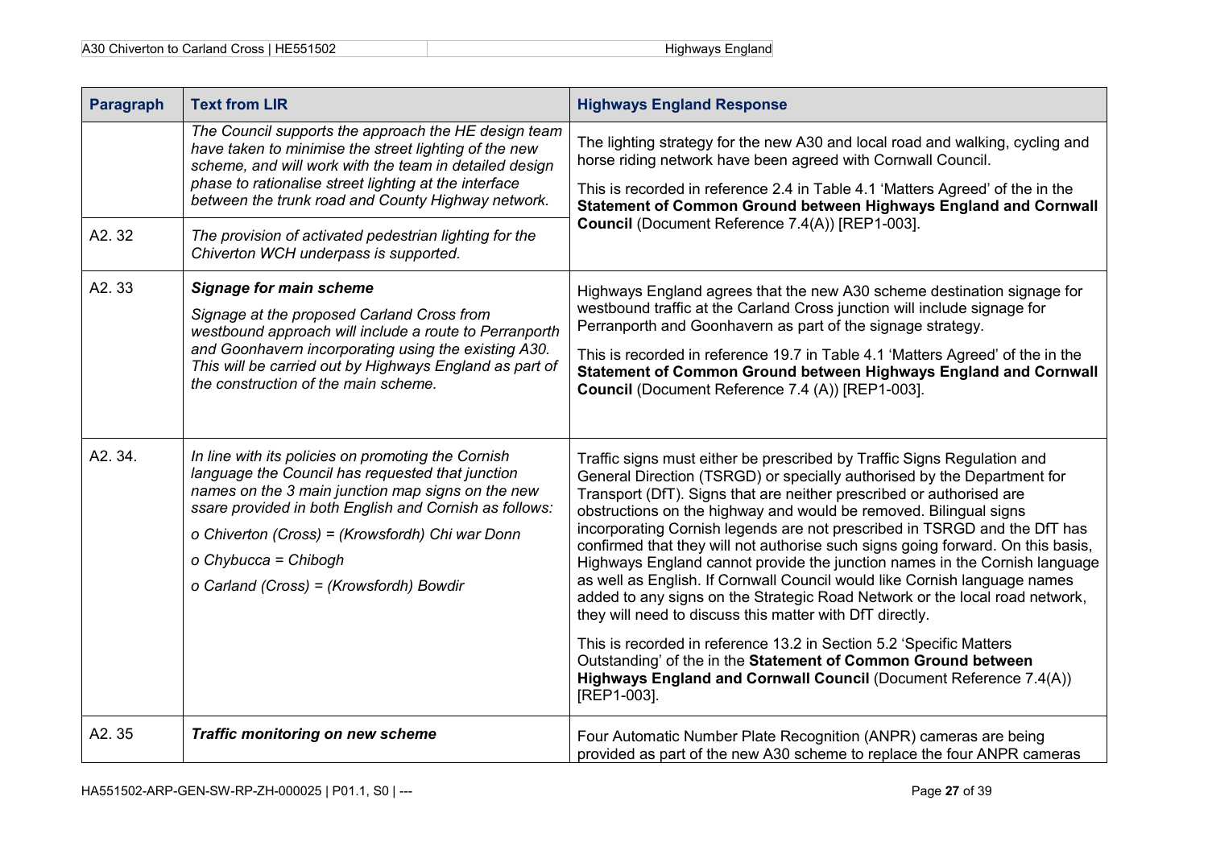| Paragraph | Text from LIR | Highways England Response |
|---|---|---|
| | *The Council supports the approach the HE design team have taken to minimise the street lighting of the new scheme, and will work with the team in detailed design phase to rationalise street lighting at the interface between the trunk road and County Highway network.* | The lighting strategy for the new A30 and local road and walking, cycling and horse riding network have been agreed with Cornwall Council.<br><br>This is recorded in reference 2.4 in Table 4.1 'Matters Agreed' of the in the **Statement of Common Ground between Highways England and Cornwall Council** (Document Reference 7.4(A)) [REP1-003]. |
| A2. 32 | *The provision of activated pedestrian lighting for the Chiverton WCH underpass is supported.* | |
| A2. 33 | ***Signage for main scheme***<br><br>*Signage at the proposed Carland Cross from westbound approach will include a route to Perranporth and Goonhavern incorporating using the existing A30. This will be carried out by Highways England as part of the construction of the main scheme.* | Highways England agrees that the new A30 scheme destination signage for westbound traffic at the Carland Cross junction will include signage for Perranporth and Goonhavern as part of the signage strategy.<br><br>This is recorded in reference 19.7 in Table 4.1 'Matters Agreed' of the in the **Statement of Common Ground between Highways England and Cornwall Council** (Document Reference 7.4 (A)) [REP1-003]. |
| A2. 34. | *In line with its policies on promoting the Cornish language the Council has requested that junction names on the 3 main junction map signs on the new ssare provided in both English and Cornish as follows:*<br><br>*o Chiverton (Cross) = (Krowsfordh) Chi war Donn*<br><br>*o Chybucca = Chibogh*<br><br>*o Carland (Cross) = (Krowsfordh) Bowdir* | Traffic signs must either be prescribed by Traffic Signs Regulation and General Direction (TSRGD) or specially authorised by the Department for Transport (DfT). Signs that are neither prescribed or authorised are obstructions on the highway and would be removed. Bilingual signs incorporating Cornish legends are not prescribed in TSRGD and the DfT has confirmed that they will not authorise such signs going forward. On this basis, Highways England cannot provide the junction names in the Cornish language as well as English. If Cornwall Council would like Cornish language names added to any signs on the Strategic Road Network or the local road network, they will need to discuss this matter with DfT directly.<br><br>This is recorded in reference 13.2 in Section 5.2 'Specific Matters Outstanding' of the in the **Statement of Common Ground between Highways England and Cornwall Council** (Document Reference 7.4(A)) [REP1-003]. |
| A2. 35 | ***Traffic monitoring on new scheme*** | Four Automatic Number Plate Recognition (ANPR) cameras are being provided as part of the new A30 scheme to replace the four ANPR cameras |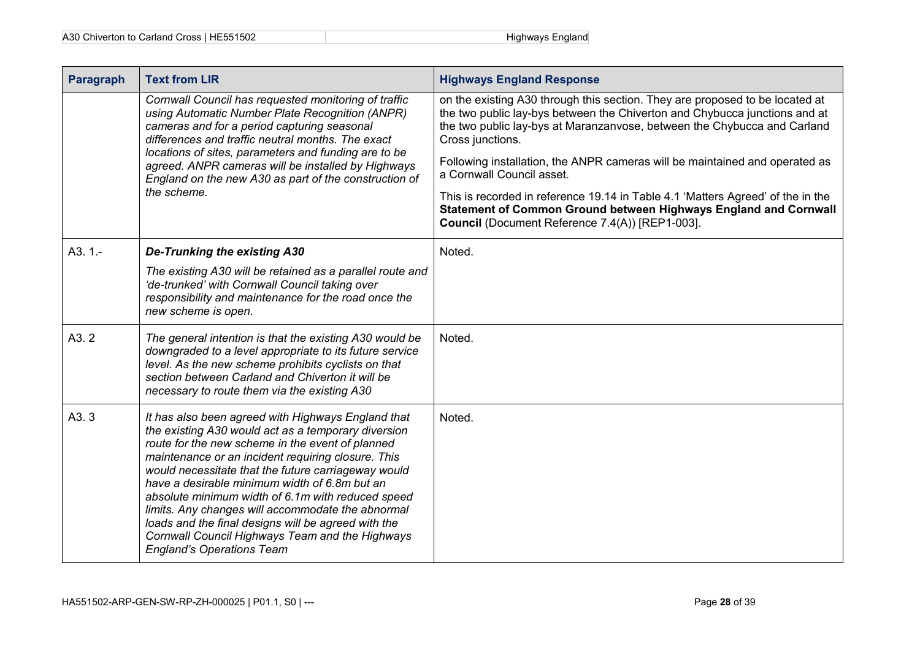| Paragraph | Text from LIR | Highways England Response |
|---|---|---|
| | *Cornwall Council has requested monitoring of traffic using Automatic Number Plate Recognition (ANPR) cameras and for a period capturing seasonal differences and traffic neutral months. The exact locations of sites, parameters and funding are to be agreed. ANPR cameras will be installed by Highways England on the new A30 as part of the construction of the scheme.* | on the existing A30 through this section. They are proposed to be located at the two public lay-bys between the Chiverton and Chybucca junctions and at the two public lay-bys at Maranzanvose, between the Chybucca and Carland Cross junctions.<br><br>Following installation, the ANPR cameras will be maintained and operated as a Cornwall Council asset.<br><br>This is recorded in reference 19.14 in Table 4.1 'Matters Agreed' of the in the **Statement of Common Ground between Highways England and Cornwall Council** (Document Reference 7.4(A)) [REP1-003]. |
| A3. 1.- | ***De-Trunking the existing A30***<br><br>*The existing A30 will be retained as a parallel route and 'de-trunked' with Cornwall Council taking over responsibility and maintenance for the road once the new scheme is open.* | Noted. |
| A3. 2 | *The general intention is that the existing A30 would be downgraded to a level appropriate to its future service level. As the new scheme prohibits cyclists on that section between Carland and Chiverton it will be necessary to route them via the existing A30* | Noted. |
| A3. 3 | *It has also been agreed with Highways England that the existing A30 would act as a temporary diversion route for the new scheme in the event of planned maintenance or an incident requiring closure. This would necessitate that the future carriageway would have a desirable minimum width of 6.8m but an absolute minimum width of 6.1m with reduced speed limits. Any changes will accommodate the abnormal loads and the final designs will be agreed with the Cornwall Council Highways Team and the Highways England's Operations Team* | Noted. |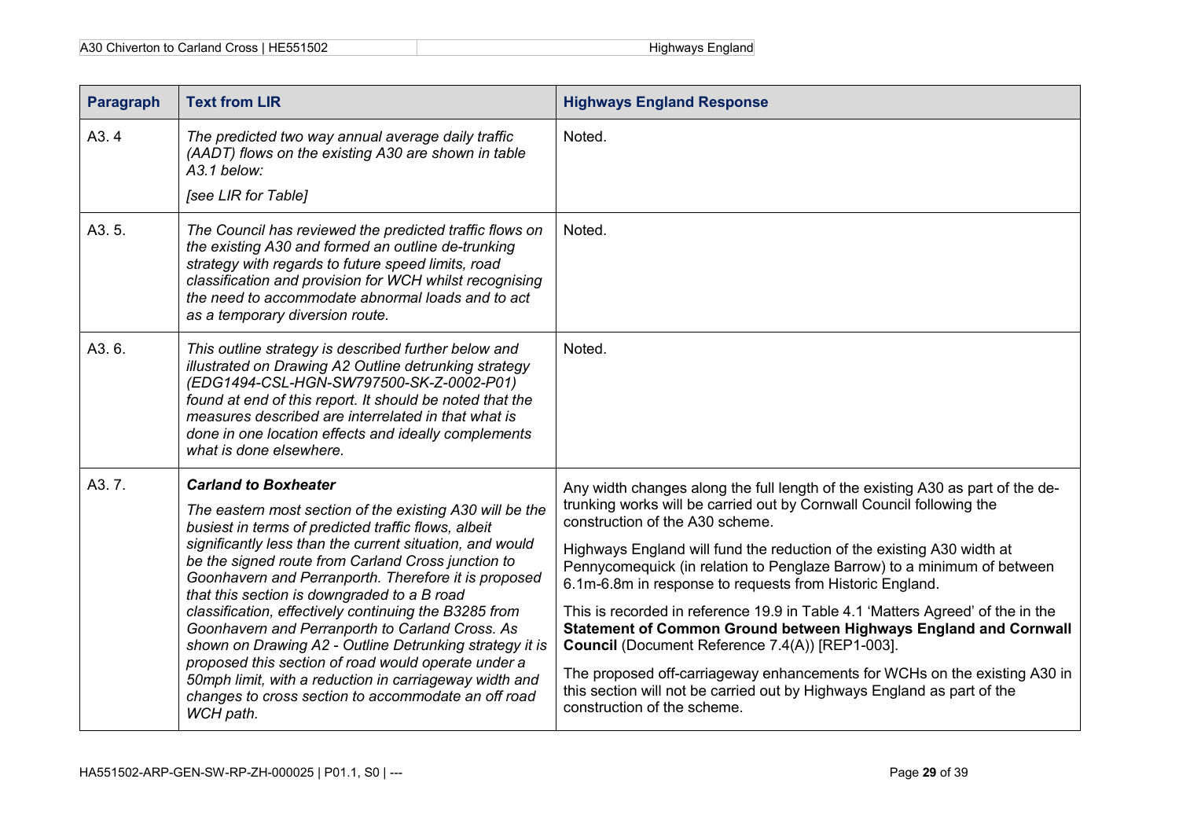| Paragraph | Text from LIR | Highways England Response |
|---|---|---|
| A3. 4 | *The predicted two way annual average daily traffic (AADT) flows on the existing A30 are shown in table A3.1 below:*<br><br>*[see LIR for Table]* | Noted. |
| A3. 5. | *The Council has reviewed the predicted traffic flows on the existing A30 and formed an outline de-trunking strategy with regards to future speed limits, road classification and provision for WCH whilst recognising the need to accommodate abnormal loads and to act as a temporary diversion route.* | Noted. |
| A3. 6. | *This outline strategy is described further below and illustrated on Drawing A2 Outline detrunking strategy (EDG1494-CSL-HGN-SW797500-SK-Z-0002-P01) found at end of this report. It should be noted that the measures described are interrelated in that what is done in one location effects and ideally complements what is done elsewhere.* | Noted. |
| A3. 7. | ***Carland to Boxheater***<br><br>*The eastern most section of the existing A30 will be the busiest in terms of predicted traffic flows, albeit significantly less than the current situation, and would be the signed route from Carland Cross junction to Goonhavern and Perranporth. Therefore it is proposed that this section is downgraded to a B road classification, effectively continuing the B3285 from Goonhavern and Perranporth to Carland Cross. As shown on Drawing A2 - Outline Detrunking strategy it is proposed this section of road would operate under a 50mph limit, with a reduction in carriageway width and changes to cross section to accommodate an off road WCH path.* | Any width changes along the full length of the existing A30 as part of the de-trunking works will be carried out by Cornwall Council following the construction of the A30 scheme.<br><br>Highways England will fund the reduction of the existing A30 width at Pennycomequick (in relation to Penglaze Barrow) to a minimum of between 6.1m-6.8m in response to requests from Historic England.<br><br>This is recorded in reference 19.9 in Table 4.1 'Matters Agreed' of the in the **Statement of Common Ground between Highways England and Cornwall Council** (Document Reference 7.4(A)) [REP1-003].<br><br>The proposed off-carriageway enhancements for WCHs on the existing A30 in this section will not be carried out by Highways England as part of the construction of the scheme. |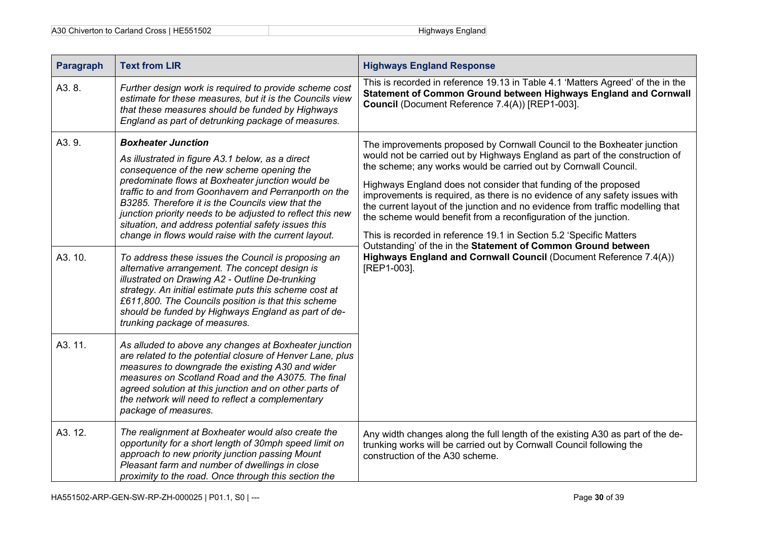| Paragraph | Text from LIR | Highways England Response |
|---|---|---|
| A3. 8. | *Further design work is required to provide scheme cost estimate for these measures, but it is the Councils view that these measures should be funded by Highways England as part of detrunking package of measures.* | This is recorded in reference 19.13 in Table 4.1 'Matters Agreed' of the in the **Statement of Common Ground between Highways England and Cornwall Council** (Document Reference 7.4(A)) [REP1-003]. |
| A3. 9. | ***Boxheater Junction*** *As illustrated in figure A3.1 below, as a direct consequence of the new scheme opening the predominate flows at Boxheater junction would be traffic to and from Goonhavern and Perranporth on the B3285. Therefore it is the Councils view that the junction priority needs to be adjusted to reflect this new situation, and address potential safety issues this change in flows would raise with the current layout.* | The improvements proposed by Cornwall Council to the Boxheater junction would not be carried out by Highways England as part of the construction of the scheme; any works would be carried out by Cornwall Council. Highways England does not consider that funding of the proposed improvements is required, as there is no evidence of any safety issues with the current layout of the junction and no evidence from traffic modelling that the scheme would benefit from a reconfiguration of the junction. This is recorded in reference 19.1 in Section 5.2 'Specific Matters Outstanding' of the in the **Statement of Common Ground between Highways England and Cornwall Council** (Document Reference 7.4(A)) [REP1-003]. |
| A3. 10. | *To address these issues the Council is proposing an alternative arrangement. The concept design is illustrated on Drawing A2 - Outline De-trunking strategy. An initial estimate puts this scheme cost at £611,800. The Councils position is that this scheme should be funded by Highways England as part of de-trunking package of measures.* | |
| A3. 11. | *As alluded to above any changes at Boxheater junction are related to the potential closure of Henver Lane, plus measures to downgrade the existing A30 and wider measures on Scotland Road and the A3075. The final agreed solution at this junction and on other parts of the network will need to reflect a complementary package of measures.* | |
| A3. 12. | *The realignment at Boxheater would also create the opportunity for a short length of 30mph speed limit on approach to new priority junction passing Mount Pleasant farm and number of dwellings in close proximity to the road. Once through this section the* | Any width changes along the full length of the existing A30 as part of the de-trunking works will be carried out by Cornwall Council following the construction of the A30 scheme. |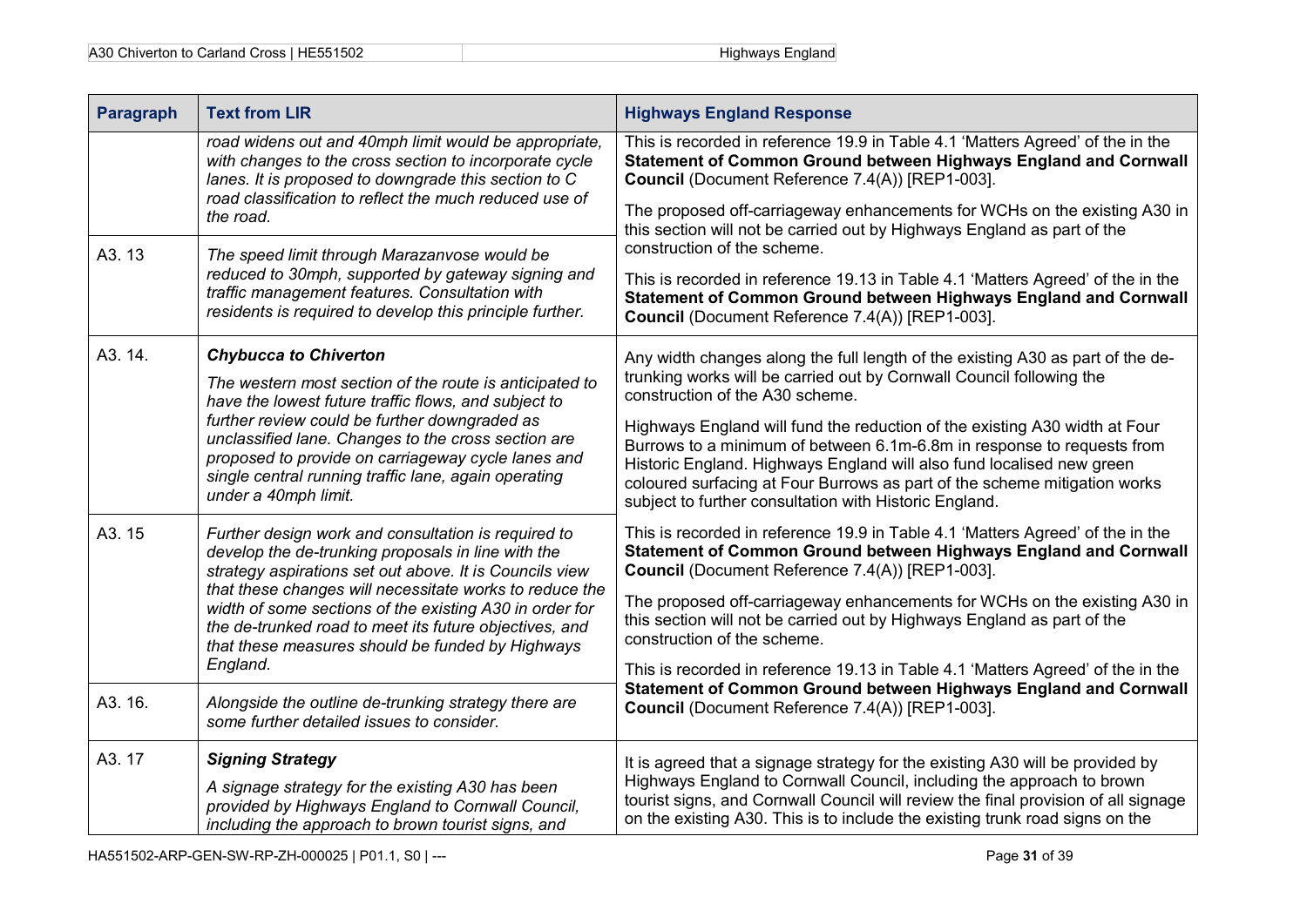| Paragraph | Text from LIR | Highways England Response |
|---|---|---|
| | *road widens out and 40mph limit would be appropriate, with changes to the cross section to incorporate cycle lanes. It is proposed to downgrade this section to C road classification to reflect the much reduced use of the road.* | This is recorded in reference 19.9 in Table 4.1 'Matters Agreed' of the in the **Statement of Common Ground between Highways England and Cornwall Council** (Document Reference 7.4(A)) [REP1-003].<br><br>The proposed off-carriageway enhancements for WCHs on the existing A30 in this section will not be carried out by Highways England as part of the construction of the scheme.<br><br>This is recorded in reference 19.13 in Table 4.1 'Matters Agreed' of the in the **Statement of Common Ground between Highways England and Cornwall Council** (Document Reference 7.4(A)) [REP1-003]. |
| A3. 13 | *The speed limit through Marazanvose would be reduced to 30mph, supported by gateway signing and traffic management features. Consultation with residents is required to develop this principle further.* | |
| A3. 14. | ***Chybucca to Chiverton***<br><br>*The western most section of the route is anticipated to have the lowest future traffic flows, and subject to further review could be further downgraded as unclassified lane. Changes to the cross section are proposed to provide on carriageway cycle lanes and single central running traffic lane, again operating under a 40mph limit.* | Any width changes along the full length of the existing A30 as part of the de-trunking works will be carried out by Cornwall Council following the construction of the A30 scheme.<br><br>Highways England will fund the reduction of the existing A30 width at Four Burrows to a minimum of between 6.1m-6.8m in response to requests from Historic England. Highways England will also fund localised new green coloured surfacing at Four Burrows as part of the scheme mitigation works subject to further consultation with Historic England.<br><br>This is recorded in reference 19.9 in Table 4.1 'Matters Agreed' of the in the **Statement of Common Ground between Highways England and Cornwall Council** (Document Reference 7.4(A)) [REP1-003].<br><br>The proposed off-carriageway enhancements for WCHs on the existing A30 in this section will not be carried out by Highways England as part of the construction of the scheme.<br><br>This is recorded in reference 19.13 in Table 4.1 'Matters Agreed' of the in the **Statement of Common Ground between Highways England and Cornwall Council** (Document Reference 7.4(A)) [REP1-003]. |
| A3. 15 | *Further design work and consultation is required to develop the de-trunking proposals in line with the strategy aspirations set out above. It is Councils view that these changes will necessitate works to reduce the width of some sections of the existing A30 in order for the de-trunked road to meet its future objectives, and that these measures should be funded by Highways England.* | |
| A3. 16. | *Alongside the outline de-trunking strategy there are some further detailed issues to consider.* | |
| A3. 17 | ***Signing Strategy***<br><br>*A signage strategy for the existing A30 has been provided by Highways England to Cornwall Council, including the approach to brown tourist signs, and* | It is agreed that a signage strategy for the existing A30 will be provided by Highways England to Cornwall Council, including the approach to brown tourist signs, and Cornwall Council will review the final provision of all signage on the existing A30. This is to include the existing trunk road signs on the |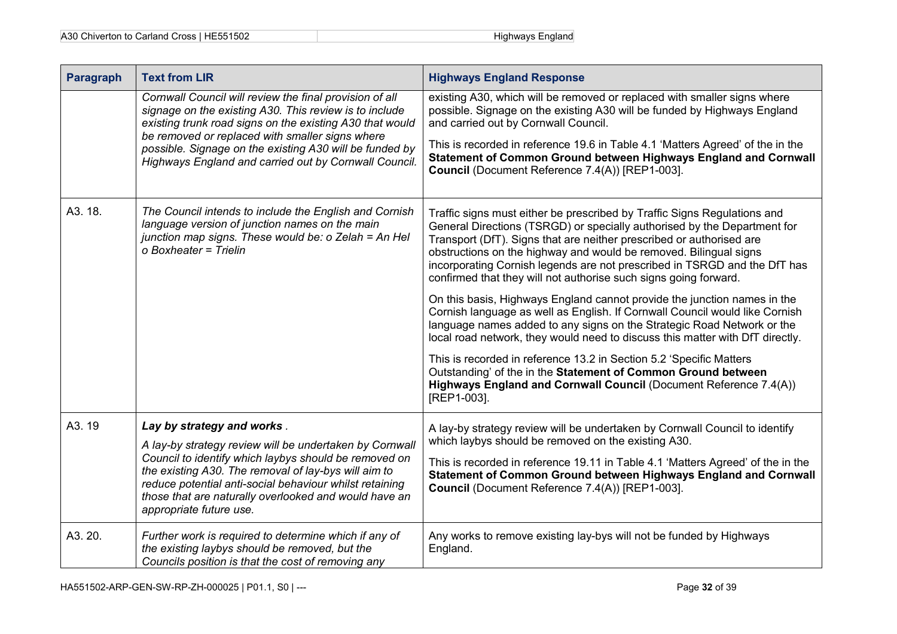| Paragraph | Text from LIR | Highways England Response |
|---|---|---|
| | *Cornwall Council will review the final provision of all signage on the existing A30. This review is to include existing trunk road signs on the existing A30 that would be removed or replaced with smaller signs where possible. Signage on the existing A30 will be funded by Highways England and carried out by Cornwall Council.* | existing A30, which will be removed or replaced with smaller signs where possible. Signage on the existing A30 will be funded by Highways England and carried out by Cornwall Council.<br><br>This is recorded in reference 19.6 in Table 4.1 'Matters Agreed' of the in the **Statement of Common Ground between Highways England and Cornwall Council** (Document Reference 7.4(A)) [REP1-003]. |
| A3. 18. | *The Council intends to include the English and Cornish language version of junction names on the main junction map signs. These would be: o Zelah = An Hel o Boxheater = Trielin* | Traffic signs must either be prescribed by Traffic Signs Regulations and General Directions (TSRGD) or specially authorised by the Department for Transport (DfT). Signs that are neither prescribed or authorised are obstructions on the highway and would be removed. Bilingual signs incorporating Cornish legends are not prescribed in TSRGD and the DfT has confirmed that they will not authorise such signs going forward.<br><br>On this basis, Highways England cannot provide the junction names in the Cornish language as well as English. If Cornwall Council would like Cornish language names added to any signs on the Strategic Road Network or the local road network, they would need to discuss this matter with DfT directly.<br><br>This is recorded in reference 13.2 in Section 5.2 'Specific Matters Outstanding' of the in the **Statement of Common Ground between Highways England and Cornwall Council** (Document Reference 7.4(A)) [REP1-003]. |
| A3. 19 | ***Lay by strategy and works** .*<br><br>*A lay-by strategy review will be undertaken by Cornwall Council to identify which laybys should be removed on the existing A30. The removal of lay-bys will aim to reduce potential anti-social behaviour whilst retaining those that are naturally overlooked and would have an appropriate future use.* | A lay-by strategy review will be undertaken by Cornwall Council to identify which laybys should be removed on the existing A30.<br><br>This is recorded in reference 19.11 in Table 4.1 'Matters Agreed' of the in the **Statement of Common Ground between Highways England and Cornwall Council** (Document Reference 7.4(A)) [REP1-003]. |
| A3. 20. | *Further work is required to determine which if any of the existing laybys should be removed, but the Councils position is that the cost of removing any* | Any works to remove existing lay-bys will not be funded by Highways England. |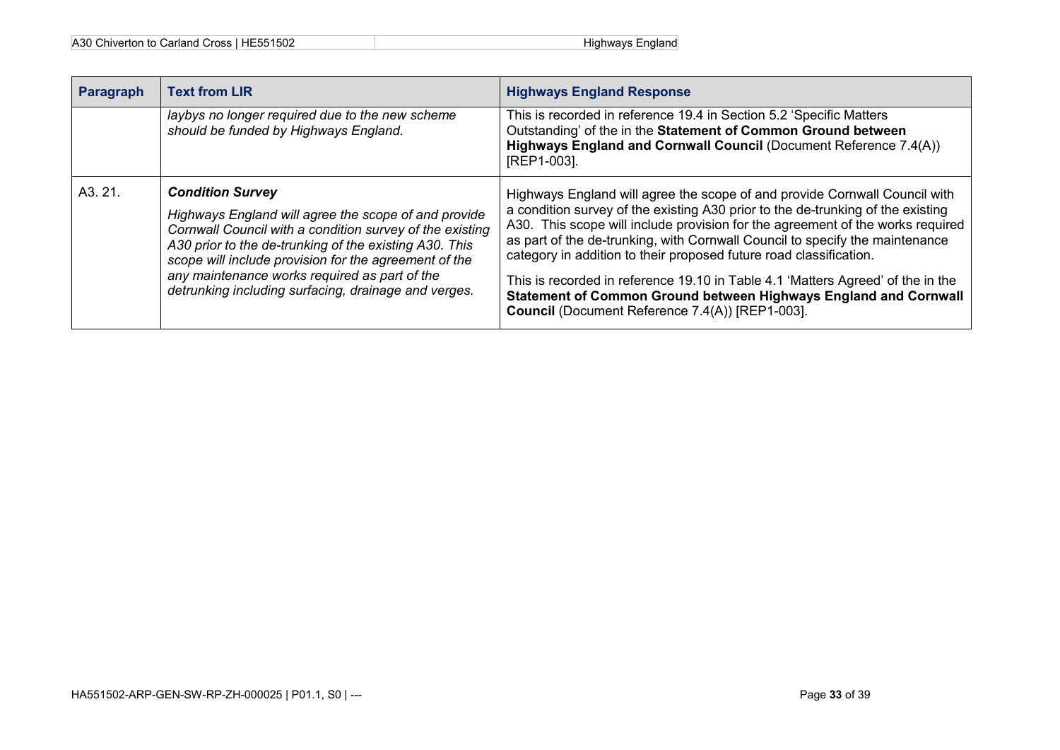| Paragraph | Text from LIR | Highways England Response |
|---|---|---|
| | *laybys no longer required due to the new scheme should be funded by Highways England.* | This is recorded in reference 19.4 in Section 5.2 'Specific Matters Outstanding' of the in the **Statement of Common Ground between Highways England and Cornwall Council** (Document Reference 7.4(A)) [REP1-003]. |
| A3. 21. | ***Condition Survey*** *Highways England will agree the scope of and provide Cornwall Council with a condition survey of the existing A30 prior to the de-trunking of the existing A30. This scope will include provision for the agreement of the any maintenance works required as part of the detrunking including surfacing, drainage and verges.* | Highways England will agree the scope of and provide Cornwall Council with a condition survey of the existing A30 prior to the de-trunking of the existing A30. This scope will include provision for the agreement of the works required as part of the de-trunking, with Cornwall Council to specify the maintenance category in addition to their proposed future road classification. This is recorded in reference 19.10 in Table 4.1 'Matters Agreed' of the in the **Statement of Common Ground between Highways England and Cornwall Council** (Document Reference 7.4(A)) [REP1-003]. |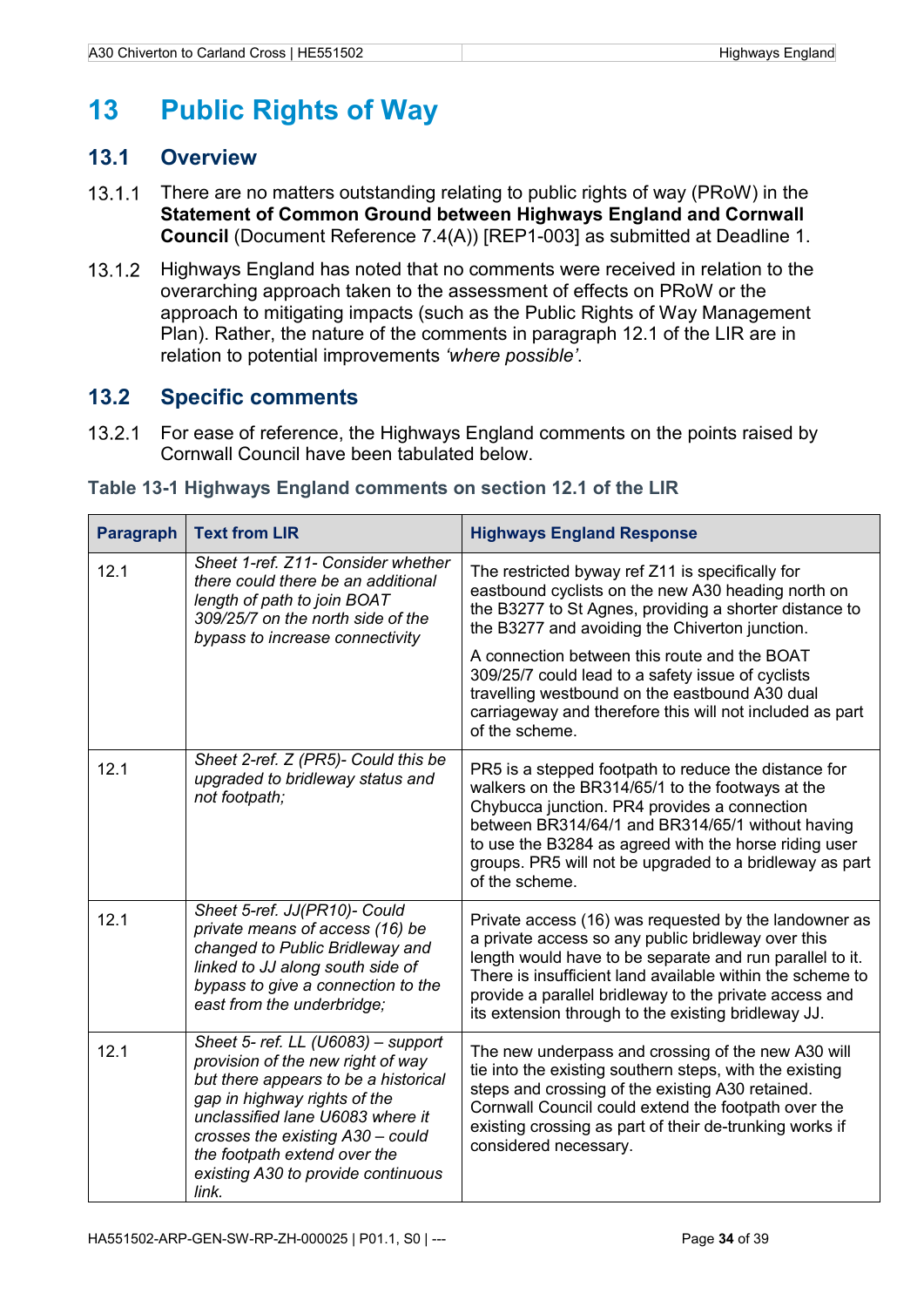# 13 Public Rights of Way

## 13.1 Overview

13.1.1 There are no matters outstanding relating to public rights of way (PRoW) in the **Statement of Common Ground between Highways England and Cornwall Council** (Document Reference 7.4(A)) [REP1-003] as submitted at Deadline 1.

13.1.2 Highways England has noted that no comments were received in relation to the overarching approach taken to the assessment of effects on PRoW or the approach to mitigating impacts (such as the Public Rights of Way Management Plan). Rather, the nature of the comments in paragraph 12.1 of the LIR are in relation to potential improvements *'where possible'*.

## 13.2 Specific comments

13.2.1 For ease of reference, the Highways England comments on the points raised by Cornwall Council have been tabulated below.

**Table 13-1 Highways England comments on section 12.1 of the LIR**

| Paragraph | Text from LIR | Highways England Response |
|---|---|---|
| 12.1 | *Sheet 1-ref. Z11- Consider whether there could there be an additional length of path to join BOAT 309/25/7 on the north side of the bypass to increase connectivity* | The restricted byway ref Z11 is specifically for eastbound cyclists on the new A30 heading north on the B3277 to St Agnes, providing a shorter distance to the B3277 and avoiding the Chiverton junction.<br><br>A connection between this route and the BOAT 309/25/7 could lead to a safety issue of cyclists travelling westbound on the eastbound A30 dual carriageway and therefore this will not included as part of the scheme. |
| 12.1 | *Sheet 2-ref. Z (PR5)- Could this be upgraded to bridleway status and not footpath;* | PR5 is a stepped footpath to reduce the distance for walkers on the BR314/65/1 to the footways at the Chybucca junction. PR4 provides a connection between BR314/64/1 and BR314/65/1 without having to use the B3284 as agreed with the horse riding user groups. PR5 will not be upgraded to a bridleway as part of the scheme. |
| 12.1 | *Sheet 5-ref. JJ(PR10)- Could private means of access (16) be changed to Public Bridleway and linked to JJ along south side of bypass to give a connection to the east from the underbridge;* | Private access (16) was requested by the landowner as a private access so any public bridleway over this length would have to be separate and run parallel to it. There is insufficient land available within the scheme to provide a parallel bridleway to the private access and its extension through to the existing bridleway JJ. |
| 12.1 | *Sheet 5- ref. LL (U6083) – support provision of the new right of way but there appears to be a historical gap in highway rights of the unclassified lane U6083 where it crosses the existing A30 – could the footpath extend over the existing A30 to provide continuous link.* | The new underpass and crossing of the new A30 will tie into the existing southern steps, with the existing steps and crossing of the existing A30 retained. Cornwall Council could extend the footpath over the existing crossing as part of their de-trunking works if considered necessary. |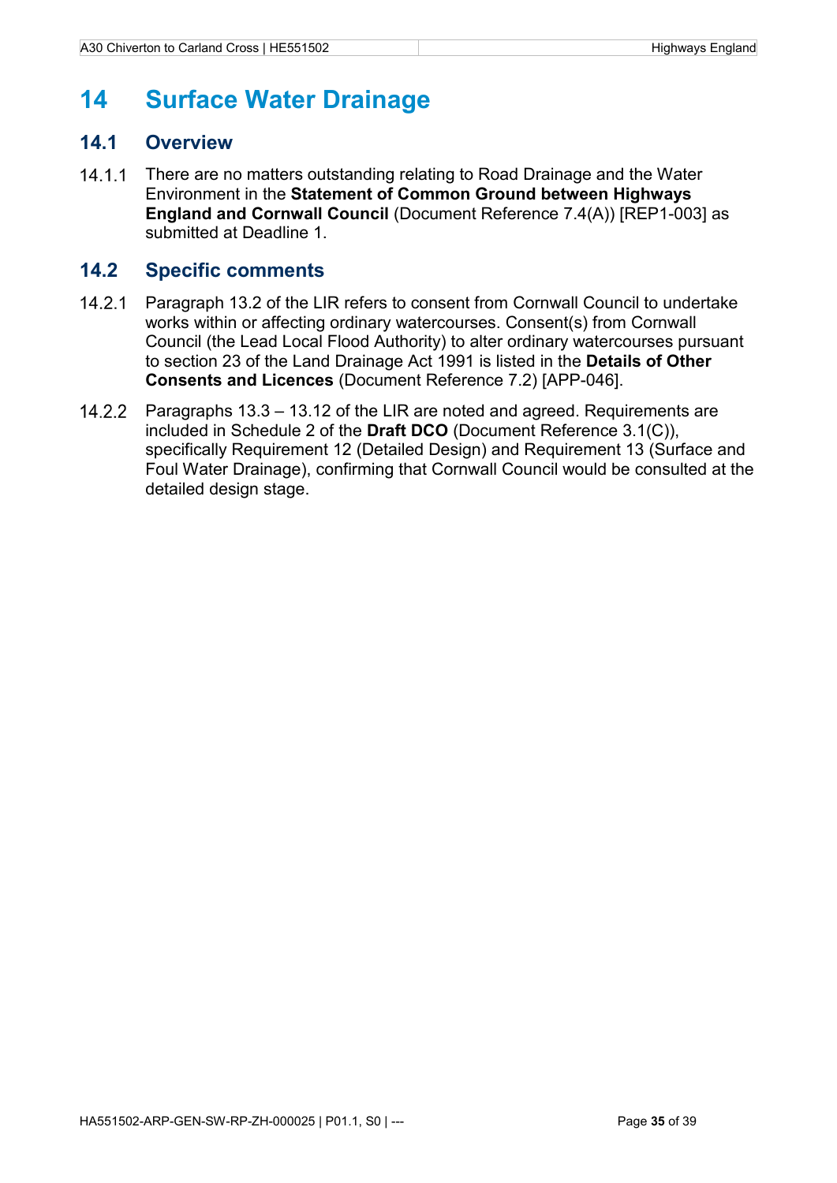# 14 Surface Water Drainage

## 14.1 Overview

14.1.1 There are no matters outstanding relating to Road Drainage and the Water Environment in the **Statement of Common Ground between Highways England and Cornwall Council** (Document Reference 7.4(A)) [REP1-003] as submitted at Deadline 1.

## 14.2 Specific comments

14.2.1 Paragraph 13.2 of the LIR refers to consent from Cornwall Council to undertake works within or affecting ordinary watercourses. Consent(s) from Cornwall Council (the Lead Local Flood Authority) to alter ordinary watercourses pursuant to section 23 of the Land Drainage Act 1991 is listed in the **Details of Other Consents and Licences** (Document Reference 7.2) [APP-046].

14.2.2 Paragraphs 13.3 – 13.12 of the LIR are noted and agreed. Requirements are included in Schedule 2 of the **Draft DCO** (Document Reference 3.1(C)), specifically Requirement 12 (Detailed Design) and Requirement 13 (Surface and Foul Water Drainage), confirming that Cornwall Council would be consulted at the detailed design stage.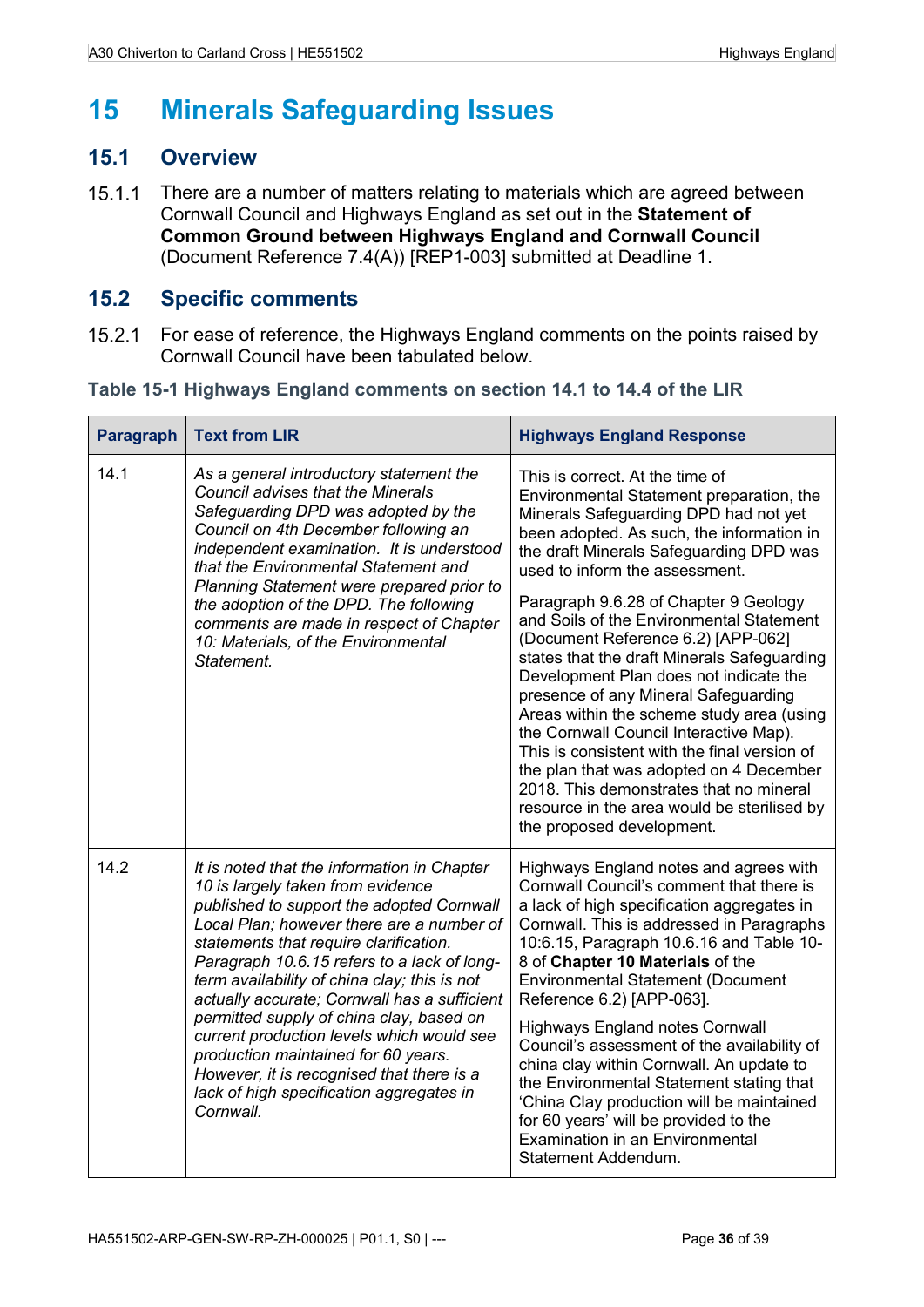# 15 Minerals Safeguarding Issues

## 15.1 Overview

15.1.1 There are a number of matters relating to materials which are agreed between Cornwall Council and Highways England as set out in the **Statement of Common Ground between Highways England and Cornwall Council** (Document Reference 7.4(A)) [REP1-003] submitted at Deadline 1.

## 15.2 Specific comments

15.2.1 For ease of reference, the Highways England comments on the points raised by Cornwall Council have been tabulated below.

### Table 15-1 Highways England comments on section 14.1 to 14.4 of the LIR

| Paragraph | Text from LIR | Highways England Response |
| --- | --- | --- |
| 14.1 | *As a general introductory statement the Council advises that the Minerals Safeguarding DPD was adopted by the Council on 4th December following an independent examination. It is understood that the Environmental Statement and Planning Statement were prepared prior to the adoption of the DPD. The following comments are made in respect of Chapter 10: Materials, of the Environmental Statement.* | This is correct. At the time of Environmental Statement preparation, the Minerals Safeguarding DPD had not yet been adopted. As such, the information in the draft Minerals Safeguarding DPD was used to inform the assessment.<br><br>Paragraph 9.6.28 of Chapter 9 Geology and Soils of the Environmental Statement (Document Reference 6.2) [APP-062] states that the draft Minerals Safeguarding Development Plan does not indicate the presence of any Mineral Safeguarding Areas within the scheme study area (using the Cornwall Council Interactive Map). This is consistent with the final version of the plan that was adopted on 4 December 2018. This demonstrates that no mineral resource in the area would be sterilised by the proposed development. |
| 14.2 | *It is noted that the information in Chapter 10 is largely taken from evidence published to support the adopted Cornwall Local Plan; however there are a number of statements that require clarification. Paragraph 10.6.15 refers to a lack of long-term availability of china clay; this is not actually accurate; Cornwall has a sufficient permitted supply of china clay, based on current production levels which would see production maintained for 60 years. However, it is recognised that there is a lack of high specification aggregates in Cornwall.* | Highways England notes and agrees with Cornwall Council's comment that there is a lack of high specification aggregates in Cornwall. This is addressed in Paragraphs 10:6.15, Paragraph 10.6.16 and Table 10-8 of **Chapter 10 Materials** of the Environmental Statement (Document Reference 6.2) [APP-063].<br><br>Highways England notes Cornwall Council's assessment of the availability of china clay within Cornwall. An update to the Environmental Statement stating that 'China Clay production will be maintained for 60 years' will be provided to the Examination in an Environmental Statement Addendum. |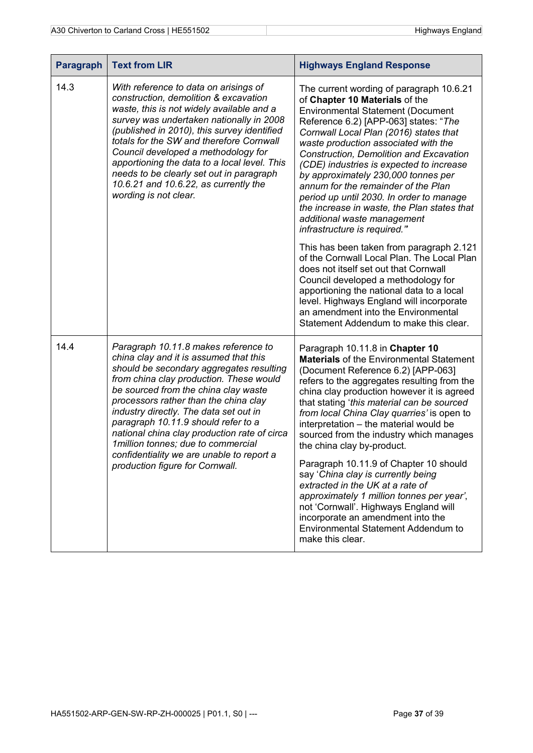| Paragraph | Text from LIR | Highways England Response |
|---|---|---|
| 14.3 | *With reference to data on arisings of construction, demolition & excavation waste, this is not widely available and a survey was undertaken nationally in 2008 (published in 2010), this survey identified totals for the SW and therefore Cornwall Council developed a methodology for apportioning the data to a local level. This needs to be clearly set out in paragraph 10.6.21 and 10.6.22, as currently the wording is not clear.* | The current wording of paragraph 10.6.21 of **Chapter 10 Materials** of the Environmental Statement (Document Reference 6.2) [APP-063] states: "*The Cornwall Local Plan (2016) states that waste production associated with the Construction, Demolition and Excavation (CDE) industries is expected to increase by approximately 230,000 tonnes per annum for the remainder of the Plan period up until 2030. In order to manage the increase in waste, the Plan states that additional waste management infrastructure is required.*"<br><br>This has been taken from paragraph 2.121 of the Cornwall Local Plan. The Local Plan does not itself set out that Cornwall Council developed a methodology for apportioning the national data to a local level. Highways England will incorporate an amendment into the Environmental Statement Addendum to make this clear. |
| 14.4 | *Paragraph 10.11.8 makes reference to china clay and it is assumed that this should be secondary aggregates resulting from china clay production. These would be sourced from the china clay waste processors rather than the china clay industry directly. The data set out in paragraph 10.11.9 should refer to a national china clay production rate of circa 1million tonnes; due to commercial confidentiality we are unable to report a production figure for Cornwall.* | Paragraph 10.11.8 in **Chapter 10 Materials** of the Environmental Statement (Document Reference 6.2) [APP-063] refers to the aggregates resulting from the china clay production however it is agreed that stating '*this material can be sourced from local China Clay quarries'* is open to interpretation – the material would be sourced from the industry which manages the china clay by-product.<br><br>Paragraph 10.11.9 of Chapter 10 should say '*China clay is currently being extracted in the UK at a rate of approximately 1 million tonnes per year'*, not 'Cornwall'. Highways England will incorporate an amendment into the Environmental Statement Addendum to make this clear. |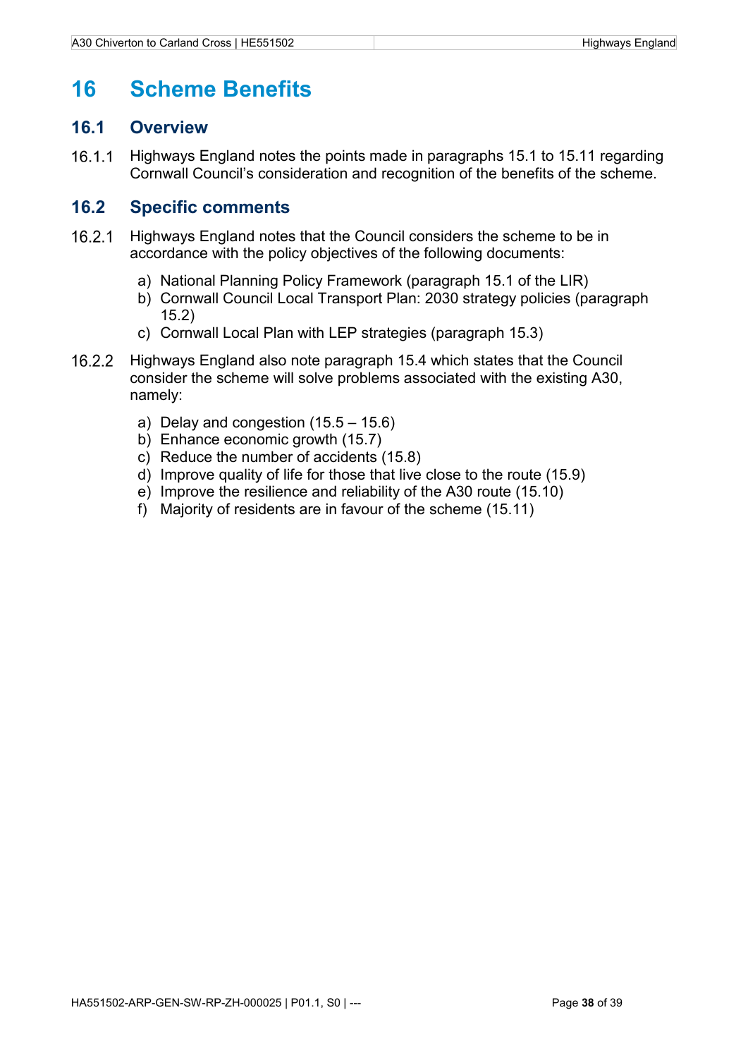# 16 Scheme Benefits

## 16.1 Overview

16.1.1 Highways England notes the points made in paragraphs 15.1 to 15.11 regarding Cornwall Council's consideration and recognition of the benefits of the scheme.

## 16.2 Specific comments

16.2.1 Highways England notes that the Council considers the scheme to be in accordance with the policy objectives of the following documents:

a) National Planning Policy Framework (paragraph 15.1 of the LIR)
b) Cornwall Council Local Transport Plan: 2030 strategy policies (paragraph 15.2)
c) Cornwall Local Plan with LEP strategies (paragraph 15.3)

16.2.2 Highways England also note paragraph 15.4 which states that the Council consider the scheme will solve problems associated with the existing A30, namely:

a) Delay and congestion (15.5 – 15.6)
b) Enhance economic growth (15.7)
c) Reduce the number of accidents (15.8)
d) Improve quality of life for those that live close to the route (15.9)
e) Improve the resilience and reliability of the A30 route (15.10)
f) Majority of residents are in favour of the scheme (15.11)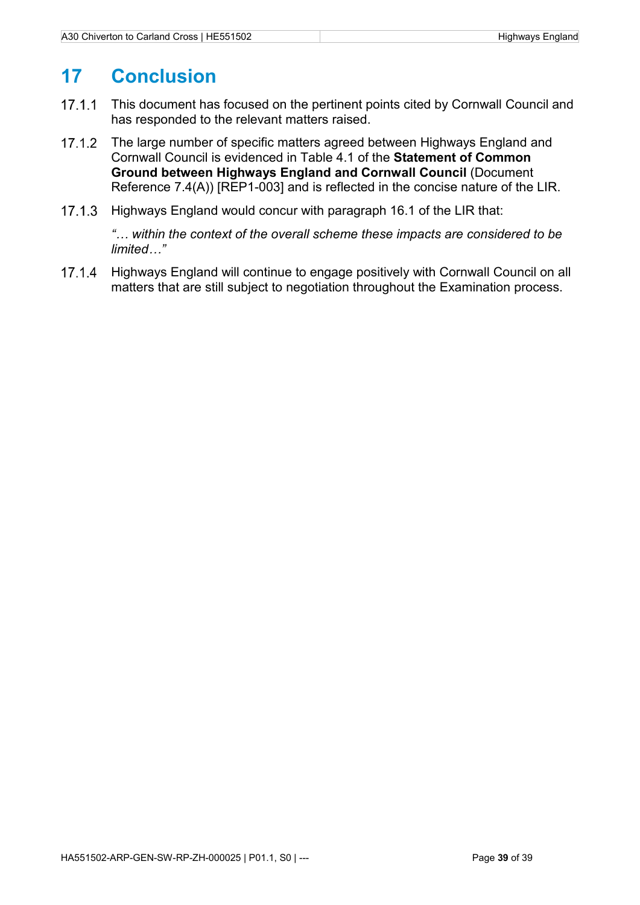# 17 Conclusion

17.1.1 This document has focused on the pertinent points cited by Cornwall Council and has responded to the relevant matters raised.

17.1.2 The large number of specific matters agreed between Highways England and Cornwall Council is evidenced in Table 4.1 of the **Statement of Common Ground between Highways England and Cornwall Council** (Document Reference 7.4(A)) [REP1-003] and is reflected in the concise nature of the LIR.

17.1.3 Highways England would concur with paragraph 16.1 of the LIR that:

*"… within the context of the overall scheme these impacts are considered to be limited…"*

17.1.4 Highways England will continue to engage positively with Cornwall Council on all matters that are still subject to negotiation throughout the Examination process.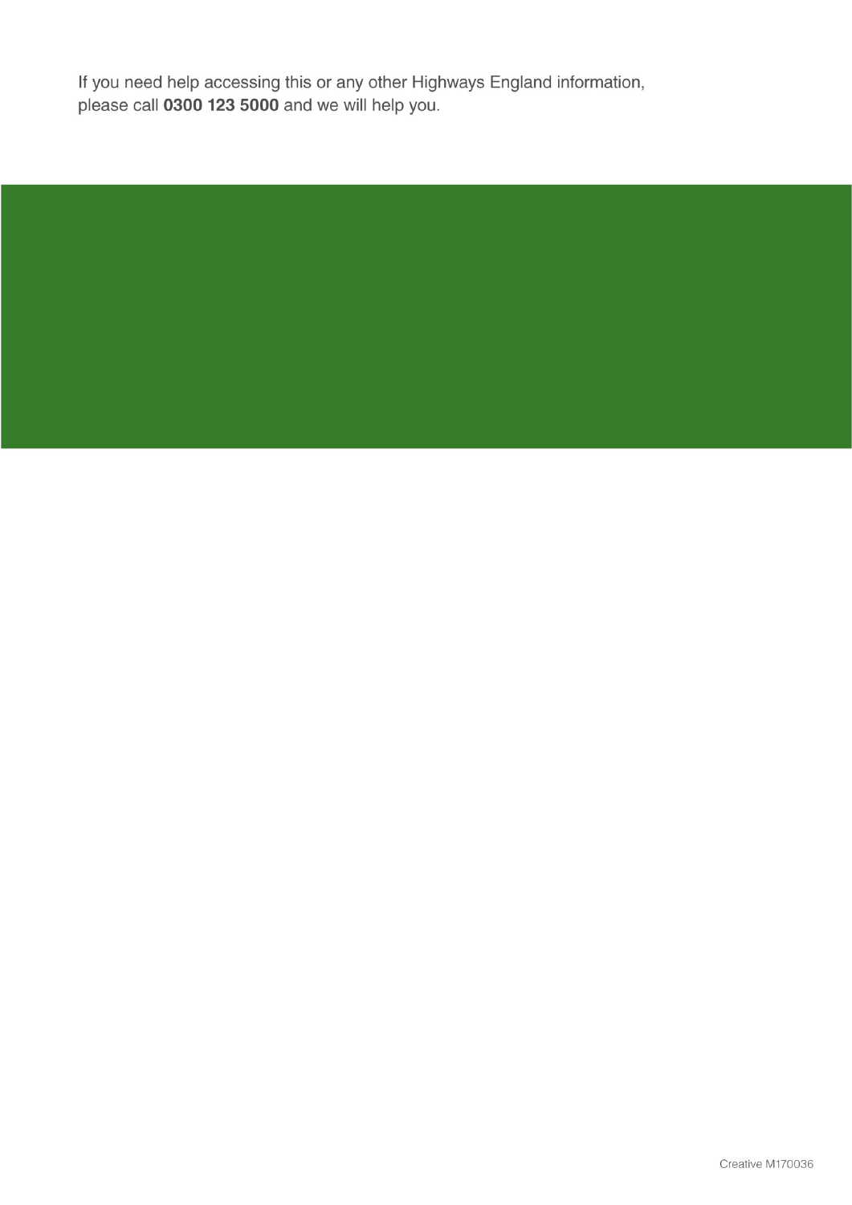If you need help accessing this or any other Highways England information, please call **0300 123 5000** and we will help you.

Creative M170036